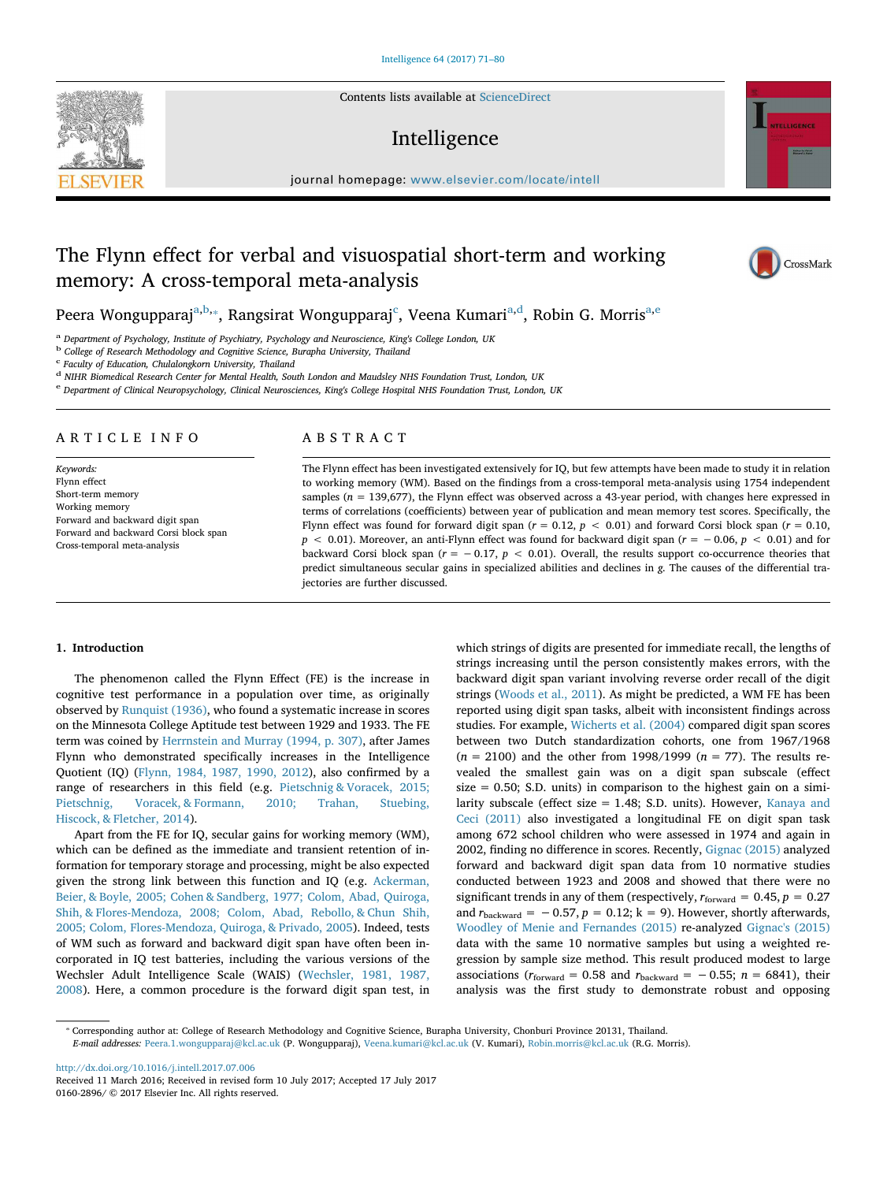# The Flynn effect for verbal and visuospatial short-term and working memory: A cross-temporal meta-analysis

Peera Wongupparaj[a,b,*], Rangsirat Wongupparaj[c], Veena Kumari[a,d], Robin G. Morris[a,e]

[a] Department of Psychology, Institute of Psychiatry, Psychology and Neuroscience, King's College London, UK
[b] College of Research Methodology and Cognitive Science, Burapha University, Thailand
[c] Faculty of Education, Chulalongkorn University, Thailand
[d] NIHR Biomedical Research Center for Mental Health, South London and Maudsley NHS Foundation Trust, London, UK
[e] Department of Clinical Neuropsychology, Clinical Neurosciences, King's College Hospital NHS Foundation Trust, London, UK

## ARTICLE INFO

*Keywords:*
Flynn effect
Short-term memory
Working memory
Forward and backward digit span
Forward and backward Corsi block span
Cross-temporal meta-analysis

## ABSTRACT

The Flynn effect has been investigated extensively for IQ, but few attempts have been made to study it in relation to working memory (WM). Based on the findings from a cross-temporal meta-analysis using 1754 independent samples ($n = 139{,}677$), the Flynn effect was observed across a 43-year period, with changes here expressed in terms of correlations (coefficients) between year of publication and mean memory test scores. Specifically, the Flynn effect was found for forward digit span ($r = 0.12$, $p < 0.01$) and forward Corsi block span ($r = 0.10$, $p < 0.01$). Moreover, an anti-Flynn effect was found for backward digit span ($r = -0.06$, $p < 0.01$) and for backward Corsi block span ($r = -0.17$, $p < 0.01$). Overall, the results support co-occurrence theories that predict simultaneous secular gains in specialized abilities and declines in *g*. The causes of the differential trajectories are further discussed.

## 1. Introduction

The phenomenon called the Flynn Effect (FE) is the increase in cognitive test performance in a population over time, as originally observed by Runquist (1936), who found a systematic increase in scores on the Minnesota College Aptitude test between 1929 and 1933. The FE term was coined by Herrnstein and Murray (1994, p. 307), after James Flynn who demonstrated specifically increases in the Intelligence Quotient (IQ) (Flynn, 1984, 1987, 1990, 2012), also confirmed by a range of researchers in this field (e.g. Pietschnig & Voracek, 2015; Pietschnig, Voracek, & Formann, 2010; Trahan, Stueбing, Hiscock, & Fletcher, 2014).

Apart from the FE for IQ, secular gains for working memory (WM), which can be defined as the immediate and transient retention of information for temporary storage and processing, might be also expected given the strong link between this function and IQ (e.g. Ackerman, Beier, & Boyle, 2005; Cohen & Sandberg, 1977; Colom, Abad, Quiroga, Shih, & Flores-Mendoza, 2008; Colom, Abad, Rebollo, & Chun Shih, 2005; Colom, Flores-Mendoza, Quiroga, & Privado, 2005). Indeed, tests of WM such as forward and backward digit span have often been incorporated in IQ test batteries, including the various versions of the Wechsler Adult Intelligence Scale (WAIS) (Wechsler, 1981, 1987, 2008). Here, a common procedure is the forward digit span test, in which strings of digits are presented for immediate recall, the lengths of strings increasing until the person consistently makes errors, with the backward digit span variant involving reverse order recall of the digit strings (Woods et al., 2011). As might be predicted, a WM FE has been reported using digit span tasks, albeit with inconsistent findings across studies. For example, Wicherts et al. (2004) compared digit span scores between two Dutch standardization cohorts, one from 1967/1968 ($n = 2100$) and the other from 1998/1999 ($n = 77$). The results revealed the smallest gain was on a digit span subscale (effect size = 0.50; S.D. units) in comparison to the highest gain on a similarity subscale (effect size = 1.48; S.D. units). However, Kanaya and Ceci (2011) also investigated a longitudinal FE on digit span task among 672 school children who were assessed in 1974 and again in 2002, finding no difference in scores. Recently, Gignac (2015) analyzed forward and backward digit span data from 10 normative studies conducted between 1923 and 2008 and showed that there were no significant trends in any of them (respectively, $r_{\text{forward}} = 0.45$, $p = 0.27$ and $r_{\text{backward}} = -0.57$, $p = 0.12$; k = 9). However, shortly afterwards, Woodley of Menie and Fernandes (2015) re-analyzed Gignac's (2015) data with the same 10 normative samples but using a weighted regression by sample size method. This result produced modest to large associations ($r_{\text{forward}} = 0.58$ and $r_{\text{backward}} = -0.55$; $n = 6841$), their analysis was the first study to demonstrate robust and opposing

---

* Corresponding author at: College of Research Methodology and Cognitive Science, Burapha University, Chonburi Province 20131, Thailand.
*E-mail addresses:* Peera.1.wongupparaj@kcl.ac.uk (P. Wongupparaj), Veena.kumari@kcl.ac.uk (V. Kumari), Robin.morris@kcl.ac.uk (R.G. Morris).

http://dx.doi.org/10.1016/j.intell.2017.07.006
Received 11 March 2016; Received in revised form 10 July 2017; Accepted 17 July 2017
0160-2896/ © 2017 Elsevier Inc. All rights reserved.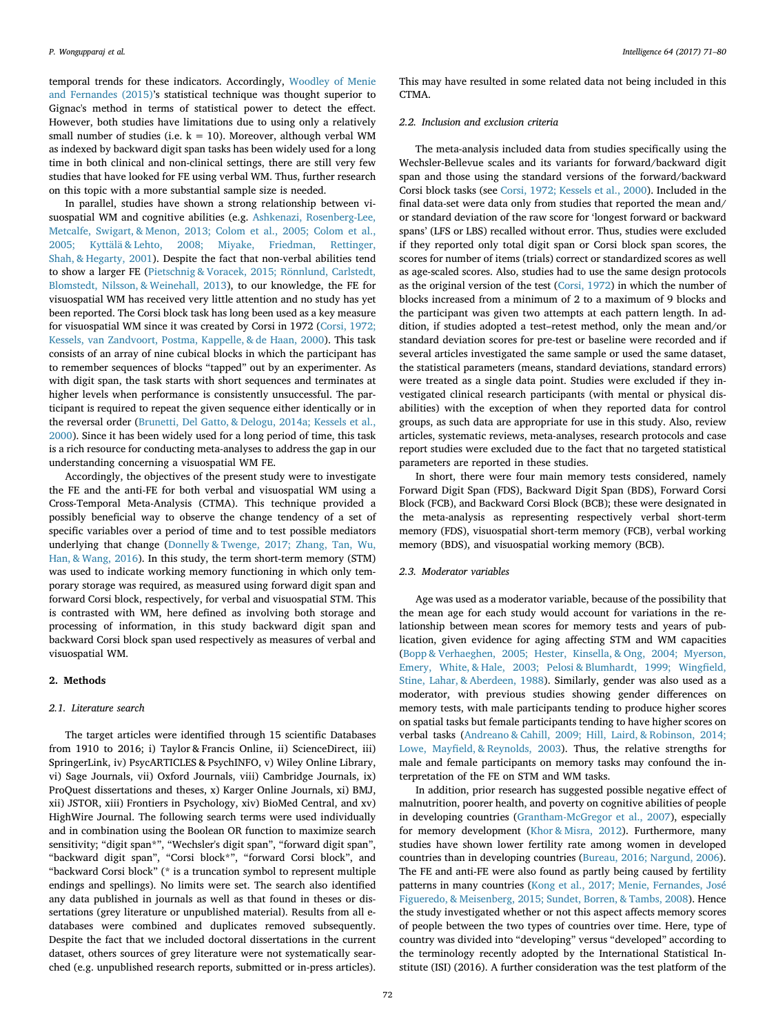temporal trends for these indicators. Accordingly, Woodley of Menie and Fernandes (2015)'s statistical technique was thought superior to Gignac's method in terms of statistical power to detect the effect. However, both studies have limitations due to using only a relatively small number of studies (i.e. k = 10). Moreover, although verbal WM as indexed by backward digit span tasks has been widely used for a long time in both clinical and non-clinical settings, there are still very few studies that have looked for FE using verbal WM. Thus, further research on this topic with a more substantial sample size is needed.

In parallel, studies have shown a strong relationship between visuospatial WM and cognitive abilities (e.g. Ashkenazi, Rosenberg-Lee, Metcalfe, Swigart, & Menon, 2013; Colom et al., 2005; Colom et al., 2005; Kyttälä & Lehto, 2008; Miyake, Friedman, Rettinger, Shah, & Hegarty, 2001). Despite the fact that non-verbal abilities tend to show a larger FE (Pietschnig & Voracek, 2015; Rönnlund, Carlstedt, Blomstedt, Nilsson, & Weinehall, 2013), to our knowledge, the FE for visuospatial WM has received very little attention and no study has yet been reported. The Corsi block task has long been used as a key measure for visuospatial WM since it was created by Corsi in 1972 (Corsi, 1972; Kessels, van Zandvoort, Postma, Kappelle, & de Haan, 2000). This task consists of an array of nine cubical blocks in which the participant has to remember sequences of blocks "tapped" out by an experimenter. As with digit span, the task starts with short sequences and terminates at higher levels when performance is consistently unsuccessful. The participant is required to repeat the given sequence either identically or in the reversal order (Brunetti, Del Gatto, & Delogu, 2014a; Kessels et al., 2000). Since it has been widely used for a long period of time, this task is a rich resource for conducting meta-analyses to address the gap in our understanding concerning a visuospatial WM FE.

Accordingly, the objectives of the present study were to investigate the FE and the anti-FE for both verbal and visuospatial WM using a Cross-Temporal Meta-Analysis (CTMA). This technique provided a possibly beneficial way to observe the change tendency of a set of specific variables over a period of time and to test possible mediators underlying that change (Donnelly & Twenge, 2017; Zhang, Tan, Wu, Han, & Wang, 2016). In this study, the term short-term memory (STM) was used to indicate working memory functioning in which only temporary storage was required, as measured using forward digit span and forward Corsi block, respectively, for verbal and visuospatial STM. This is contrasted with WM, here defined as involving both storage and processing of information, in this study backward digit span and backward Corsi block span used respectively as measures of verbal and visuospatial WM.

## 2. Methods

### 2.1. Literature search

The target articles were identified through 15 scientific Databases from 1910 to 2016; i) Taylor & Francis Online, ii) ScienceDirect, iii) SpringerLink, iv) PsycARTICLES & PsychINFO, v) Wiley Online Library, vi) Sage Journals, vii) Oxford Journals, viii) Cambridge Journals, ix) ProQuest dissertations and theses, x) Karger Online Journals, xi) BMJ, xii) JSTOR, xiii) Frontiers in Psychology, xiv) BioMed Central, and xv) HighWire Journal. The following search terms were used individually and in combination using the Boolean OR function to maximize search sensitivity; "digit span*", "Wechsler's digit span", "forward digit span", "backward digit span", "Corsi block*", "forward Corsi block", and "backward Corsi block" (* is a truncation symbol to represent multiple endings and spellings). No limits were set. The search also identified any data published in journals as well as that found in theses or dissertations (grey literature or unpublished material). Results from all e-databases were combined and duplicates removed subsequently. Despite the fact that we included doctoral dissertations in the current dataset, others sources of grey literature were not systematically searched (e.g. unpublished research reports, submitted or in-press articles). This may have resulted in some related data not being included in this CTMA.

### 2.2. Inclusion and exclusion criteria

The meta-analysis included data from studies specifically using the Wechsler-Bellevue scales and its variants for forward/backward digit span and those using the standard versions of the forward/backward Corsi block tasks (see Corsi, 1972; Kessels et al., 2000). Included in the final data-set were data only from studies that reported the mean and/or standard deviation of the raw score for 'longest forward or backward spans' (LFS or LBS) recalled without error. Thus, studies were excluded if they reported only total digit span or Corsi block span scores, the scores for number of items (trials) correct or standardized scores as well as age-scaled scores. Also, studies had to use the same design protocols as the original version of the test (Corsi, 1972) in which the number of blocks increased from a minimum of 2 to a maximum of 9 blocks and the participant was given two attempts at each pattern length. In addition, if studies adopted a test–retest method, only the mean and/or standard deviation scores for pre-test or baseline were recorded and if several articles investigated the same sample or used the same dataset, the statistical parameters (means, standard deviations, standard errors) were treated as a single data point. Studies were excluded if they investigated clinical research participants (with mental or physical disabilities) with the exception of when they reported data for control groups, as such data are appropriate for use in this study. Also, review articles, systematic reviews, meta-analyses, research protocols and case report studies were excluded due to the fact that no targeted statistical parameters are reported in these studies.

In short, there were four main memory tests considered, namely Forward Digit Span (FDS), Backward Digit Span (BDS), Forward Corsi Block (FCB), and Backward Corsi Block (BCB); these were designated in the meta-analysis as representing respectively verbal short-term memory (FDS), visuospatial short-term memory (FCB), verbal working memory (BDS), and visuospatial working memory (BCB).

### 2.3. Moderator variables

Age was used as a moderator variable, because of the possibility that the mean age for each study would account for variations in the relationship between mean scores for memory tests and years of publication, given evidence for aging affecting STM and WM capacities (Bopp & Verhaeghen, 2005; Hester, Kinsella, & Ong, 2004; Myerson, Emery, White, & Hale, 2003; Pelosi & Blumhardt, 1999; Wingfield, Stine, Lahar, & Aberdeen, 1988). Similarly, gender was also used as a moderator, with previous studies showing gender differences on memory tests, with male participants tending to produce higher scores on spatial tasks but female participants tending to have higher scores on verbal tasks (Andreano & Cahill, 2009; Hill, Laird, & Robinson, 2014; Lowe, Mayfield, & Reynolds, 2003). Thus, the relative strengths for male and female participants on memory tasks may confound the interpretation of the FE on STM and WM tasks.

In addition, prior research has suggested possible negative effect of malnutrition, poorer health, and poverty on cognitive abilities of people in developing countries (Grantham-McGregor et al., 2007), especially for memory development (Khor & Misra, 2012). Furthermore, many studies have shown lower fertility rate among women in developed countries than in developing countries (Bureau, 2016; Nargund, 2006). The FE and anti-FE were also found as partly being caused by fertility patterns in many countries (Kong et al., 2017; Menie, Fernandes, José Figueredo, & Meisenberg, 2015; Sundet, Borren, & Tambs, 2008). Hence the study investigated whether or not this aspect affects memory scores of people between the two types of countries over time. Here, type of country was divided into "developing" versus "developed" according to the terminology recently adopted by the International Statistical Institute (ISI) (2016). A further consideration was the test platform of the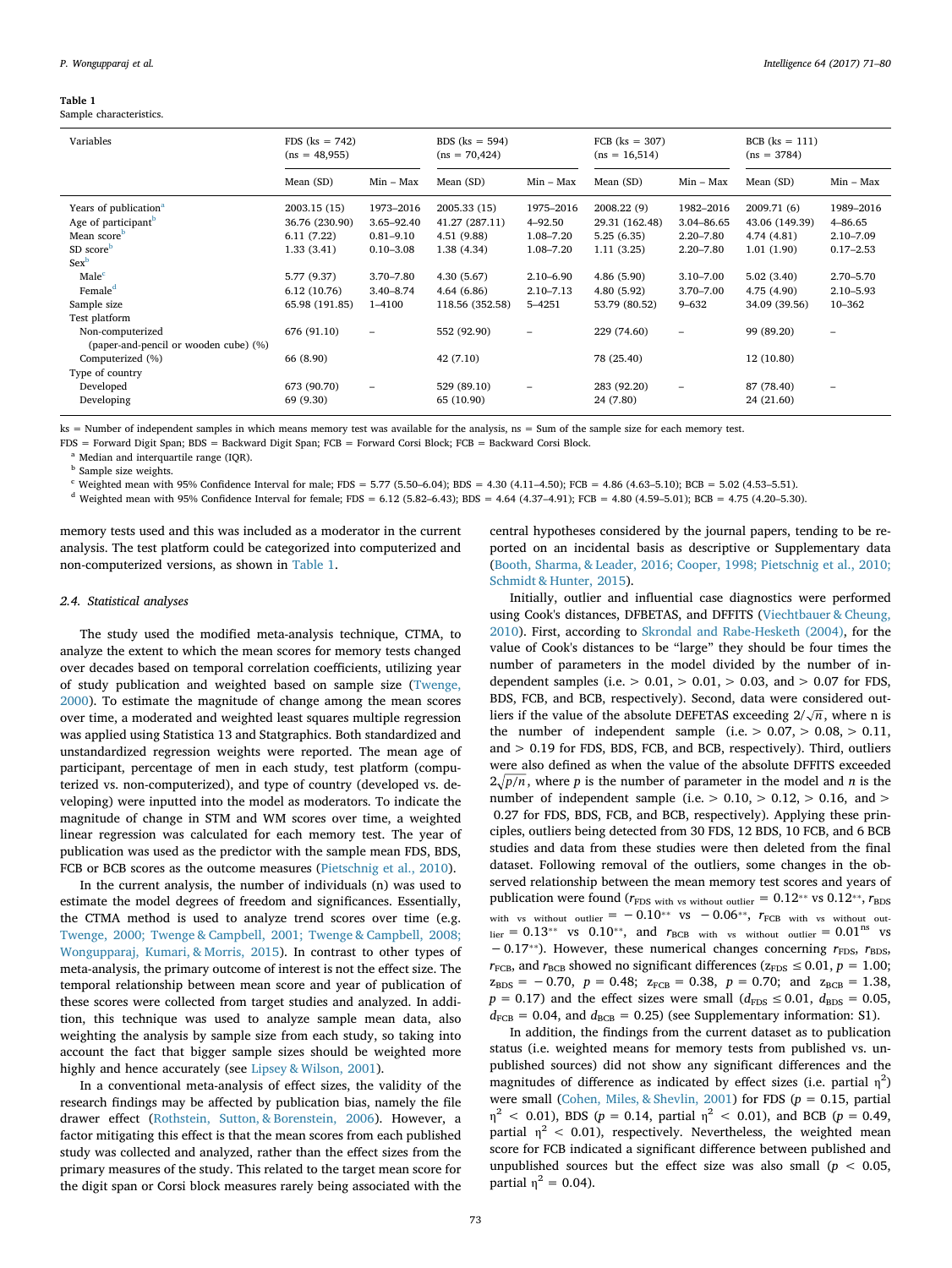**Table 1**
Sample characteristics.

| Variables | FDS (ks = 742) (ns = 48,955) | | BDS (ks = 594) (ns = 70,424) | | FCB (ks = 307) (ns = 16,514) | | BCB (ks = 111) (ns = 3784) | |
|---|---|---|---|---|---|---|---|---|
| | Mean (SD) | Min – Max | Mean (SD) | Min – Max | Mean (SD) | Min – Max | Mean (SD) | Min – Max |
| Years of publication[a] | 2003.15 (15) | 1973–2016 | 2005.33 (15) | 1975–2016 | 2008.22 (9) | 1982–2016 | 2009.71 (6) | 1989–2016 |
| Age of participant[b] | 36.76 (230.90) | 3.65–92.40 | 41.27 (287.11) | 4–92.50 | 29.31 (162.48) | 3.04–86.65 | 43.06 (149.39) | 4–86.65 |
| Mean score[b] | 6.11 (7.22) | 0.81–9.10 | 4.51 (9.88) | 1.08–7.20 | 5.25 (6.35) | 2.20–7.80 | 4.74 (4.81) | 2.10–7.09 |
| SD score[b] | 1.33 (3.41) | 0.10–3.08 | 1.38 (4.34) | 1.08–7.20 | 1.11 (3.25) | 2.20–7.80 | 1.01 (1.90) | 0.17–2.53 |
| Sex[b] | | | | | | | | |
| Male[c] | 5.77 (9.37) | 3.70–7.80 | 4.30 (5.67) | 2.10–6.90 | 4.86 (5.90) | 3.10–7.00 | 5.02 (3.40) | 2.70–5.70 |
| Female[d] | 6.12 (10.76) | 3.40–8.74 | 4.64 (6.86) | 2.10–7.13 | 4.80 (5.92) | 3.70–7.00 | 4.75 (4.90) | 2.10–5.93 |
| Sample size | 65.98 (191.85) | 1–4100 | 118.56 (352.58) | 5–4251 | 53.79 (80.52) | 9–632 | 34.09 (39.56) | 10–362 |
| Test platform | | | | | | | | |
| Non-computerized (paper-and-pencil or wooden cube) (%) | 676 (91.10) | – | 552 (92.90) | – | 229 (74.60) | – | 99 (89.20) | – |
| Computerized (%) | 66 (8.90) | | 42 (7.10) | | 78 (25.40) | | 12 (10.80) | |
| Type of country | | | | | | | | |
| Developed | 673 (90.70) | – | 529 (89.10) | – | 283 (92.20) | – | 87 (78.40) | – |
| Developing | 69 (9.30) | | 65 (10.90) | | 24 (7.80) | | 24 (21.60) | |

ks = Number of independent samples in which means memory test was available for the analysis, ns = Sum of the sample size for each memory test.
FDS = Forward Digit Span; BDS = Backward Digit Span; FCB = Forward Corsi Block; FCB = Backward Corsi Block.
[a] Median and interquartile range (IQR).
[b] Sample size weights.
[c] Weighted mean with 95% Confidence Interval for male; FDS = 5.77 (5.50–6.04); BDS = 4.30 (4.11–4.50); FCB = 4.86 (4.63–5.10); BCB = 5.02 (4.53–5.51).
[d] Weighted mean with 95% Confidence Interval for female; FDS = 6.12 (5.82–6.43); BDS = 4.64 (4.37–4.91); FCB = 4.80 (4.59–5.01); BCB = 4.75 (4.20–5.30).

memory tests used and this was included as a moderator in the current analysis. The test platform could be categorized into computerized and non-computerized versions, as shown in Table 1.

### 2.4. Statistical analyses

The study used the modified meta-analysis technique, CTMA, to analyze the extent to which the mean scores for memory tests changed over decades based on temporal correlation coefficients, utilizing year of study publication and weighted based on sample size (Twenge, 2000). To estimate the magnitude of change among the mean scores over time, a moderated and weighted least squares multiple regression was applied using Statistica 13 and Statgraphics. Both standardized and unstandardized regression weights were reported. The mean age of participant, percentage of men in each study, test platform (computerized vs. non-computerized), and type of country (developed vs. developing) were inputted into the model as moderators. To indicate the magnitude of change in STM and WM scores over time, a weighted linear regression was calculated for each memory test. The year of publication was used as the predictor with the sample mean FDS, BDS, FCB or BCB scores as the outcome measures (Pietschnig et al., 2010). In the current analysis, the number of individuals (n) was used to estimate the model degrees of freedom and significances. Essentially, the CTMA method is used to analyze trend scores over time (e.g. Twenge, 2000; Twenge & Campbell, 2001; Twenge & Campbell, 2008; Wongupparaj, Kumari, & Morris, 2015). In contrast to other types of meta-analysis, the primary outcome of interest is not the effect size. The temporal relationship between mean score and year of publication of these scores were collected from target studies and analyzed. In addition, this technique was used to analyze sample mean data, also weighting the analysis by sample size from each study, so taking into account the fact that bigger sample sizes should be weighted more highly and hence accurately (see Lipsey & Wilson, 2001).

In a conventional meta-analysis of effect sizes, the validity of the research findings may be affected by publication bias, namely the file drawer effect (Rothstein, Sutton, & Borenstein, 2006). However, a factor mitigating this effect is that the mean scores from each published study was collected and analyzed, rather than the effect sizes from the primary measures of the study. This related to the target mean score for the digit span or Corsi block measures rarely being associated with the central hypotheses considered by the journal papers, tending to be reported on an incidental basis as descriptive or Supplementary data (Booth, Sharma, & Leader, 2016; Cooper, 1998; Pietschnig et al., 2010; Schmidt & Hunter, 2015).

Initially, outlier and influential case diagnostics were performed using Cook's distances, DFBETAS, and DFFITS (Viechtbauer & Cheung, 2010). First, according to Skrondal and Rabe-Hesketh (2004), for the value of Cook's distances to be "large" they should be four times the number of parameters in the model divided by the number of independent samples (i.e. > 0.01, > 0.01, > 0.03, and > 0.07 for FDS, BDS, FCB, and BCB, respectively). Second, data were considered outliers if the value of the absolute DEFETAS exceeding $2/\sqrt{n}$, where n is the number of independent sample (i.e. > 0.07, > 0.08, > 0.11, and > 0.19 for FDS, BDS, FCB, and BCB, respectively). Third, outliers were also defined as when the value of the absolute DFFITS exceeded $2\sqrt{p/n}$, where $p$ is the number of parameter in the model and $n$ is the number of independent sample (i.e. > 0.10, > 0.12, > 0.16, and > 0.27 for FDS, BDS, FCB, and BCB, respectively). Applying these principles, outliers being detected from 30 FDS, 12 BDS, 10 FCB, and 6 BCB studies and data from these studies were then deleted from the final dataset. Following removal of the outliers, some changes in the observed relationship between the mean memory test scores and years of publication were found ($r_{\text{FDS with vs without outlier}} = 0.12^{**}$ vs $0.12^{**}$, $r_{\text{BDS with vs without outlier}} = -0.10^{**}$ vs $-0.06^{**}$, $r_{\text{FCB with vs without outlier}} = 0.13^{**}$ vs $0.10^{**}$, and $r_{\text{BCB with vs without outlier}} = 0.01^{\text{ns}}$ vs $-0.17^{**}$). However, these numerical changes concerning $r_{\text{FDS}}$, $r_{\text{BDS}}$, $r_{\text{FCB}}$, and $r_{\text{BCB}}$ showed no significant differences ($z_{\text{FDS}} \leq 0.01$, $p = 1.00$; $z_{\text{BDS}} = -0.70$, $p = 0.48$; $z_{\text{FCB}} = 0.38$, $p = 0.70$; and $z_{\text{BCB}} = 1.38$, $p = 0.17$) and the effect sizes were small ($d_{\text{FDS}} \leq 0.01$, $d_{\text{BDS}} = 0.05$, $d_{\text{FCB}} = 0.04$, and $d_{\text{BCB}} = 0.25$) (see Supplementary information: S1).

In addition, the findings from the current dataset as to publication status (i.e. weighted means for memory tests from published vs. unpublished sources) did not show any significant differences and the magnitudes of difference as indicated by effect sizes (i.e. partial $\eta^2$) were small (Cohen, Miles, & Shevlin, 2001) for FDS ($p = 0.15$, partial $\eta^2 < 0.01$), BDS ($p = 0.14$, partial $\eta^2 < 0.01$), and BCB ($p = 0.49$, partial $\eta^2 < 0.01$), respectively. Nevertheless, the weighted mean score for FCB indicated a significant difference between published and unpublished sources but the effect size was also small ($p < 0.05$, partial $\eta^2 = 0.04$).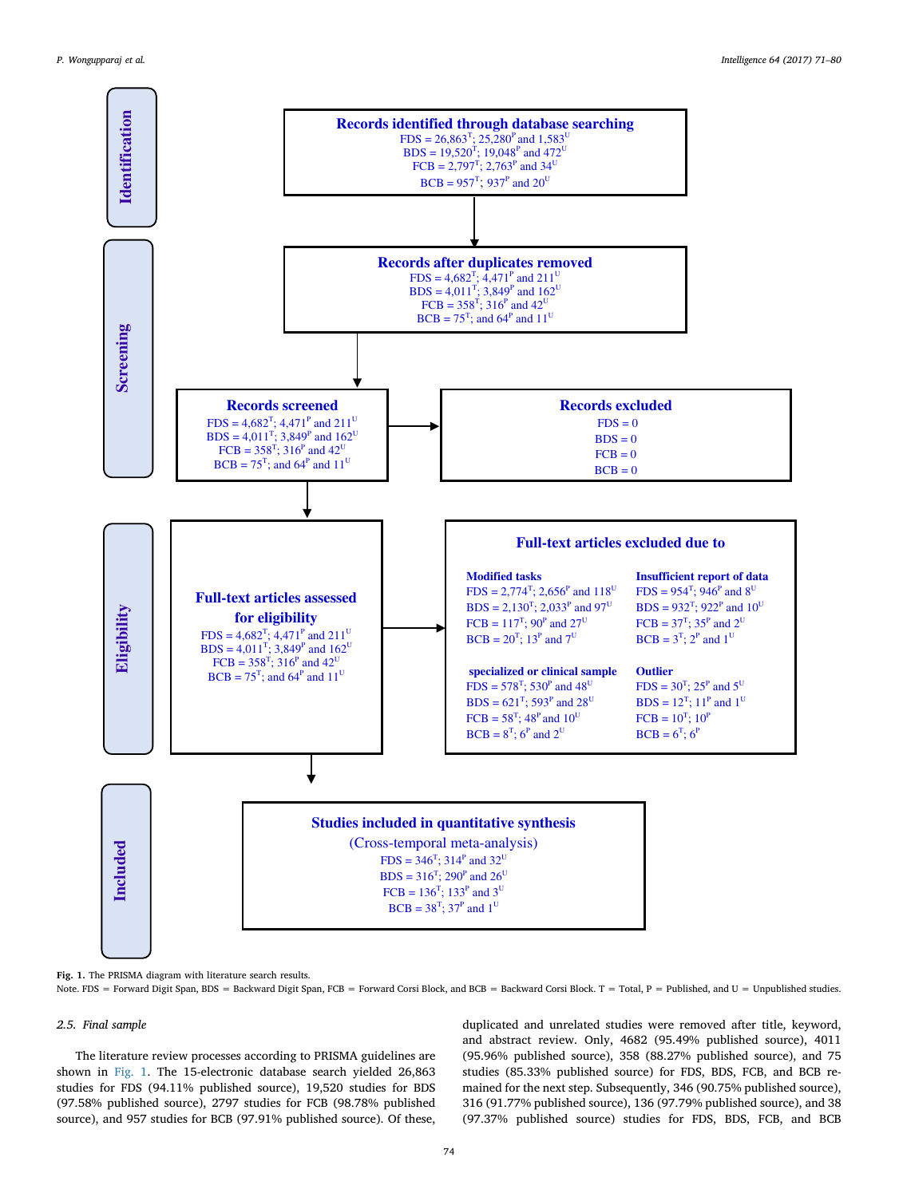**Identification**

**Records identified through database searching**
FDS = 26,863$^{T}$; 25,280$^{P}$ and 1,583$^{U}$
BDS = 19,520$^{T}$; 19,048$^{P}$ and 472$^{U}$
FCB = 2,797$^{T}$; 2,763$^{P}$ and 34$^{U}$
BCB = 957$^{T}$; 937$^{P}$ and 20$^{U}$

**Screening**

**Records after duplicates removed**
FDS = 4,682$^{T}$; 4,471$^{P}$ and 211$^{U}$
BDS = 4,011$^{T}$; 3,849$^{P}$ and 162$^{U}$
FCB = 358$^{T}$; 316$^{P}$ and 42$^{U}$
BCB = 75$^{T}$; and 64$^{P}$ and 11$^{U}$

**Records screened**
FDS = 4,682$^{T}$; 4,471$^{P}$ and 211$^{U}$
BDS = 4,011$^{T}$; 3,849$^{P}$ and 162$^{U}$
FCB = 358$^{T}$; 316$^{P}$ and 42$^{U}$
BCB = 75$^{T}$; and 64$^{P}$ and 11$^{U}$

**Records excluded**
FDS = 0
BDS = 0
FCB = 0
BCB = 0

**Eligibility**

**Full-text articles assessed for eligibility**
FDS = 4,682$^{T}$; 4,471$^{P}$ and 211$^{U}$
BDS = 4,011$^{T}$; 3,849$^{P}$ and 162$^{U}$
FCB = 358$^{T}$; 316$^{P}$ and 42$^{U}$
BCB = 75$^{T}$; and 64$^{P}$ and 11$^{U}$

**Full-text articles excluded due to**

**Modified tasks**
FDS = 2,774$^{T}$; 2,656$^{P}$ and 118$^{U}$
BDS = 2,130$^{T}$; 2,033$^{P}$ and 97$^{U}$
FCB = 117$^{T}$; 90$^{P}$ and 27$^{U}$
BCB = 20$^{T}$; 13$^{P}$ and 7$^{U}$

**Insufficient report of data**
FDS = 954$^{T}$; 946$^{P}$ and 8$^{U}$
BDS = 932$^{T}$; 922$^{P}$ and 10$^{U}$
FCB = 37$^{T}$; 35$^{P}$ and 2$^{U}$
BCB = 3$^{T}$; 2$^{P}$ and 1$^{U}$

**specialized or clinical sample**
FDS = 578$^{T}$; 530$^{P}$ and 48$^{U}$
BDS = 621$^{T}$; 593$^{P}$ and 28$^{U}$
FCB = 58$^{T}$; 48$^{P}$ and 10$^{U}$
BCB = 8$^{T}$; 6$^{P}$ and 2$^{U}$

**Outlier**
FDS = 30$^{T}$; 25$^{P}$ and 5$^{U}$
BDS = 12$^{T}$; 11$^{P}$ and 1$^{U}$
FCB = 10$^{T}$; 10$^{P}$
BCB = 6$^{T}$; 6$^{P}$

**Included**

**Studies included in quantitative synthesis**
(Cross-temporal meta-analysis)
FDS = 346$^{T}$; 314$^{P}$ and 32$^{U}$
BDS = 316$^{T}$; 290$^{P}$ and 26$^{U}$
FCB = 136$^{T}$; 133$^{P}$ and 3$^{U}$
BCB = 38$^{T}$; 37$^{P}$ and 1$^{U}$

**Fig. 1.** The PRISMA diagram with literature search results.
Note. FDS = Forward Digit Span, BDS = Backward Digit Span, FCB = Forward Corsi Block, and BCB = Backward Corsi Block. T = Total, P = Published, and U = Unpublished studies.

### 2.5. Final sample

The literature review processes according to PRISMA guidelines are shown in Fig. 1. The 15-electronic database search yielded 26,863 studies for FDS (94.11% published source), 19,520 studies for BDS (97.58% published source), 2797 studies for FCB (98.78% published source), and 957 studies for BCB (97.91% published source). Of these, duplicated and unrelated studies were removed after title, keyword, and abstract review. Only, 4682 (95.49% published source), 4011 (95.96% published source), 358 (88.27% published source), and 75 studies (85.33% published source) for FDS, BDS, FCB, and BCB remained for the next step. Subsequently, 346 (90.75% published source), 316 (91.77% published source), 136 (97.79% published source), and 38 (97.37% published source) studies for FDS, BDS, FCB, and BCB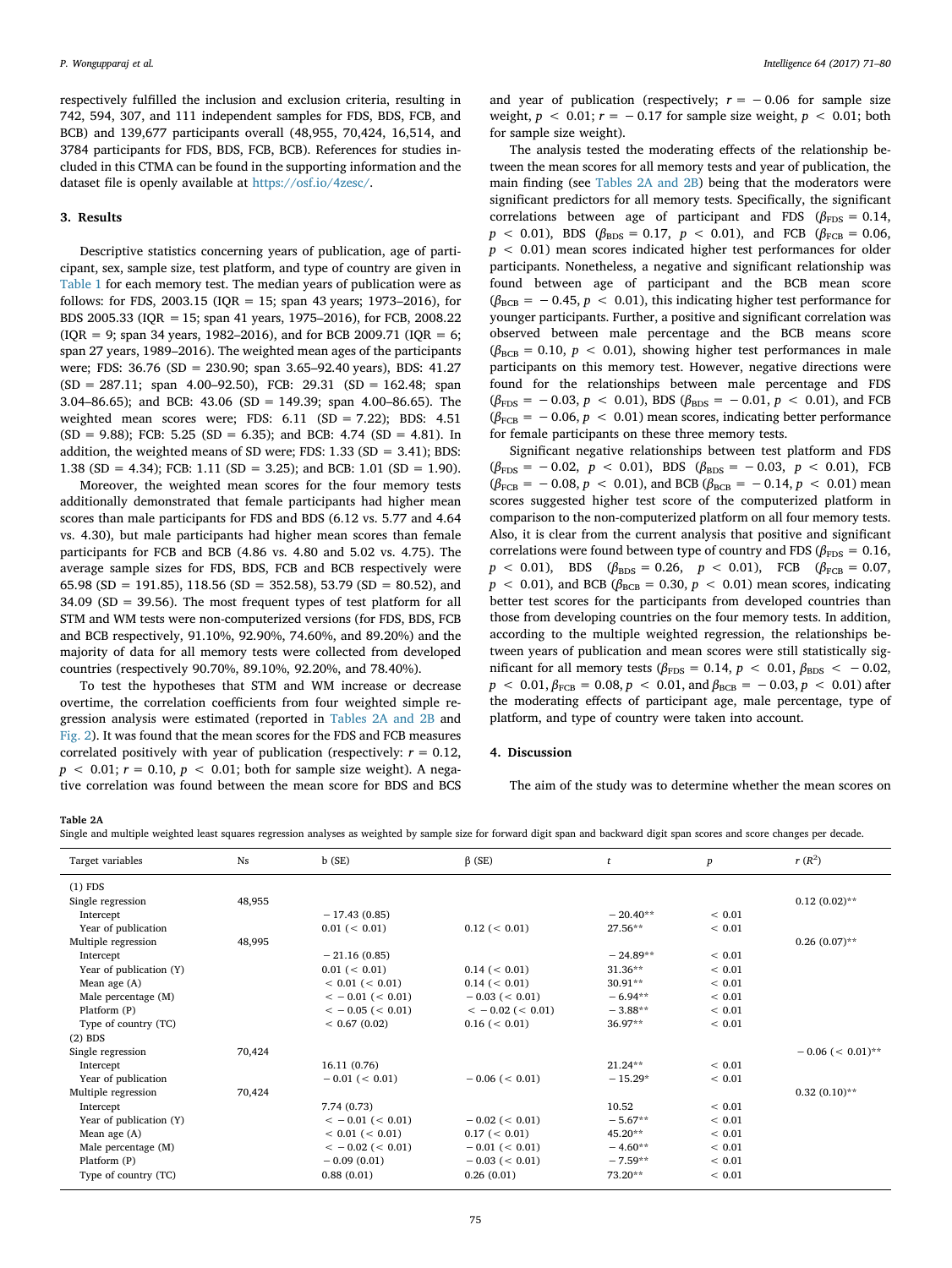respectively fulfilled the inclusion and exclusion criteria, resulting in 742, 594, 307, and 111 independent samples for FDS, BDS, FCB and BCB) and 139,677 participants overall (48,955, 70,424, 16,514, and 3784 participants for FDS, BDS, FCB, BCB). References for studies included in this CTMA can be found in the supporting information and the dataset file is openly available at https://osf.io/4zesc/.

## 3. Results

Descriptive statistics concerning years of publication, age of participant, sex, sample size, test platform, and type of country are given in Table 1 for each memory test. The median years of publication were as follows: for FDS, 2003.15 (IQR = 15; span 43 years; 1973–2016), for BDS 2005.33 (IQR = 15; span 41 years, 1975–2016), for FCB, 2008.22 (IQR = 9; span 34 years, 1982–2016), and for BCB 2009.71 (IQR = 6; span 27 years, 1989–2016). The weighted mean ages of the participants were; FDS: 36.76 (SD = 230.90; span 3.65–92.40 years), BDS: 41.27 (SD = 287.11; span 4.00–92.50), FCB: 29.31 (SD = 162.48; span 3.04–86.65); and BCB: 43.06 (SD = 149.39; span 4.00–86.65). The weighted mean scores were; FDS: 6.11 (SD = 7.22); BDS: 4.51 (SD = 9.88); FCB: 5.25 (SD = 6.35); and BCB: 4.74 (SD = 4.81). In addition, the weighted means of SD were; FDS: 1.33 (SD = 3.41); BDS: 1.38 (SD = 4.34); FCB: 1.11 (SD = 3.25); and BCB: 1.01 (SD = 1.90).

Moreover, the weighted mean scores for the four memory tests additionally demonstrated that female participants had higher mean scores than male participants for FDS and BDS (6.12 vs. 5.77 and 4.64 vs. 4.30), but male participants had higher mean scores than female participants for FCB and BCB (4.86 vs. 4.80 and 5.02 vs. 4.75). The average sample sizes for FDS, BDS, FCB and BCB respectively were 65.98 (SD = 191.85), 118.56 (SD = 352.58), 53.79 (SD = 80.52), and 34.09 (SD = 39.56). The most frequent types of test platform for all STM and WM tests were non-computerized versions (for FDS, BDS, FCB and BCB respectively, 91.10%, 92.90%, 74.60%, and 89.20%) and the majority of data for all memory tests were collected from developed countries (respectively 90.70%, 89.10%, 92.20%, and 78.40%).

To test the hypotheses that STM and WM increase or decrease overtime, the correlation coefficients from four weighted simple regression analysis were estimated (reported in Tables 2A and 2B and Fig. 2). It was found that the mean scores for the FDS and FCB measures correlated positively with year of publication (respectively: $r = 0.12$, $p < 0.01$; $r = 0.10$, $p < 0.01$; both for sample size weight). A negative correlation was found between the mean score for BDS and BCS and year of publication (respectively; $r = -0.06$ for sample size weight, $p < 0.01$; $r = -0.17$ for sample size weight, $p < 0.01$; both for sample size weight).

The analysis tested the moderating effects of the relationship between the mean scores for all memory tests and year of publication, the main finding (see Tables 2A and 2B) being that the moderators were significant predictors for all memory tests. Specifically, the significant correlations between age of participant and FDS ($\beta_{FDS} = 0.14$, $p < 0.01$), BDS ($\beta_{BDS} = 0.17$, $p < 0.01$), and FCB ($\beta_{FCB} = 0.06$, $p < 0.01$) mean scores indicated higher test performances for older participants. Nonetheless, a negative and significant relationship was found between age of participant and the BCB mean score ($\beta_{BCB} = -0.45$, $p < 0.01$), this indicating higher test performance for younger participants. Further, a positive and significant correlation was observed between male percentage and the BCB means score ($\beta_{BCB} = 0.10$, $p < 0.01$), showing higher test performances in male participants on this memory test. However, negative directions were found for the relationships between male percentage and FDS ($\beta_{FDS} = -0.03$, $p < 0.01$), BDS ($\beta_{BDS} = -0.01$, $p < 0.01$), and FCB ($\beta_{FCB} = -0.06$, $p < 0.01$) mean scores, indicating better performance for female participants on these three memory tests.

Significant negative relationships between test platform and FDS ($\beta_{FDS} = -0.02$, $p < 0.01$), BDS ($\beta_{BDS} = -0.03$, $p < 0.01$), FCB ($\beta_{FCB} = -0.08$, $p < 0.01$), and BCB ($\beta_{BCB} = -0.14$, $p < 0.01$) mean scores suggested higher test score of the computerized platform in comparison to the non-computerized platform on all four memory tests. Also, it is clear from the current analysis that positive and significant correlations were found between type of country and FDS ($\beta_{FDS} = 0.16$, $p < 0.01$), BDS ($\beta_{BDS} = 0.26$, $p < 0.01$), FCB ($\beta_{FCB} = 0.07$, $p < 0.01$), and BCB ($\beta_{BCB} = 0.30$, $p < 0.01$) mean scores, indicating better test scores for the participants from developed countries than those from developing countries on the four memory tests. In addition, according to the multiple weighted regression, the relationships between years of publication and mean scores were still statistically significant for all memory tests ($\beta_{FDS} = 0.14$, $p < 0.01$, $\beta_{BDS} < -0.02$, $p < 0.01$, $\beta_{FCB} = 0.08$, $p < 0.01$, and $\beta_{BCB} = -0.03$, $p < 0.01$) after the moderating effects of participant age, male percentage, type of platform, and type of country were taken into account.

## 4. Discussion

The aim of the study was to determine whether the mean scores on

**Table 2A**
Single and multiple weighted least squares regression analyses as weighted by sample size for forward digit span and backward digit span scores and score changes per decade.

| Target variables | Ns | b (SE) | β (SE) | $t$ | $p$ | $r$ ($R^2$) |
|---|---|---|---|---|---|---|
| (1) FDS | | | | | | |
| Single regression | 48,955 | | | | | 0.12 (0.02)** |
| Intercept | | −17.43 (0.85) | | −20.40** | < 0.01 | |
| Year of publication | | 0.01 (< 0.01) | 0.12 (< 0.01) | 27.56** | < 0.01 | |
| Multiple regression | 48,995 | | | | | 0.26 (0.07)** |
| Intercept | | −21.16 (0.85) | | −24.89** | < 0.01 | |
| Year of publication (Y) | | 0.01 (< 0.01) | 0.14 (< 0.01) | 31.36** | < 0.01 | |
| Mean age (A) | | < 0.01 (< 0.01) | 0.14 (< 0.01) | 30.91** | < 0.01 | |
| Male percentage (M) | | < −0.01 (< 0.01) | −0.03 (< 0.01) | −6.94** | < 0.01 | |
| Platform (P) | | < −0.05 (< 0.01) | < −0.02 (< 0.01) | −3.88** | < 0.01 | |
| Type of country (TC) | | < 0.67 (0.02) | 0.16 (< 0.01) | 36.97** | < 0.01 | |
| (2) BDS | | | | | | |
| Single regression | 70,424 | | | | | −0.06 (< 0.01)** |
| Intercept | | 16.11 (0.76) | | 21.24** | < 0.01 | |
| Year of publication | | −0.01 (< 0.01) | −0.06 (< 0.01) | −15.29* | < 0.01 | |
| Multiple regression | 70,424 | | | | | 0.32 (0.10)** |
| Intercept | | 7.74 (0.73) | | 10.52 | < 0.01 | |
| Year of publication (Y) | | < −0.01 (< 0.01) | −0.02 (< 0.01) | −5.67** | < 0.01 | |
| Mean age (A) | | < 0.01 (< 0.01) | 0.17 (< 0.01) | 45.20** | < 0.01 | |
| Male percentage (M) | | < −0.02 (< 0.01) | −0.01 (< 0.01) | −4.60** | < 0.01 | |
| Platform (P) | | −0.09 (0.01) | −0.03 (< 0.01) | −7.59** | < 0.01 | |
| Type of country (TC) | | 0.88 (0.01) | 0.26 (0.01) | 73.20** | < 0.01 | |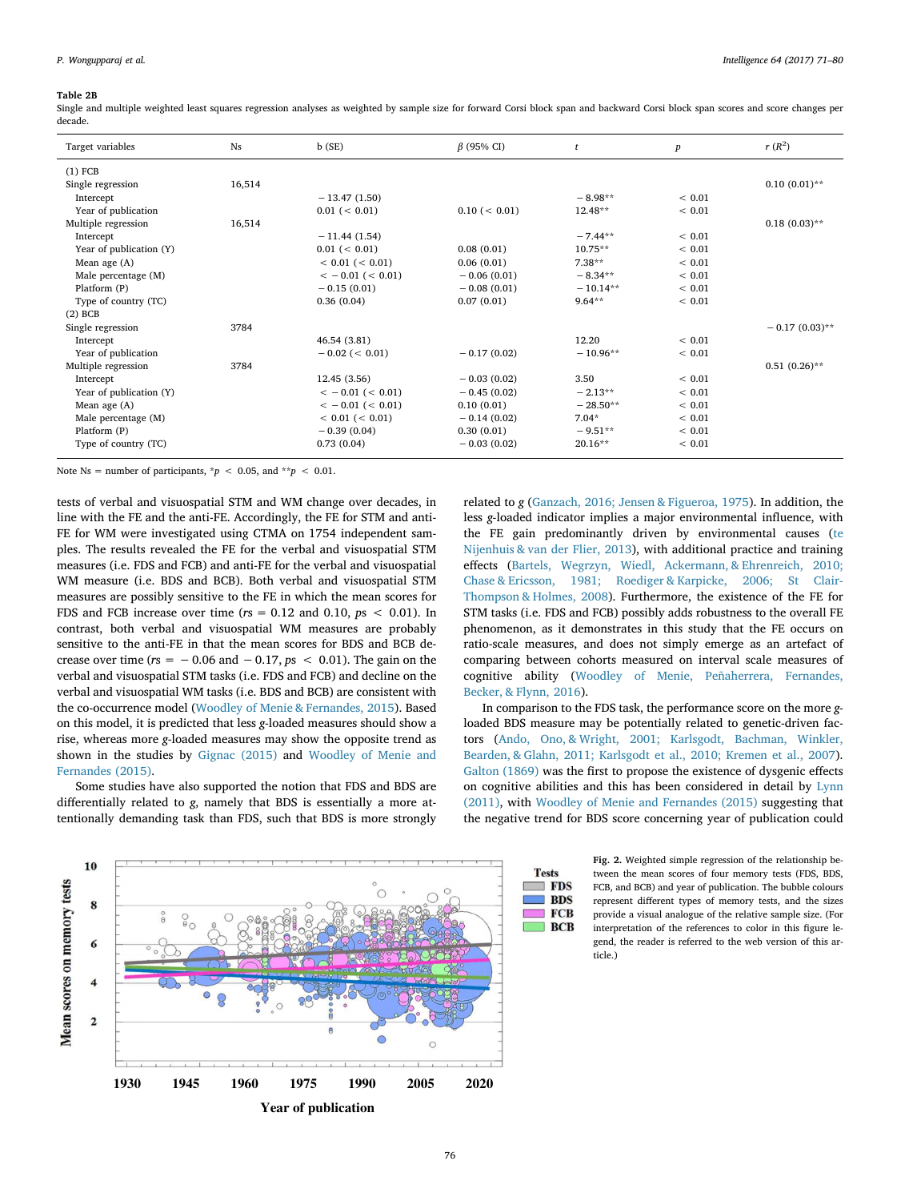**Table 2B**

Single and multiple weighted least squares regression analyses as weighted by sample size for forward Corsi block span and backward Corsi block span scores and score changes per decade.

| Target variables | Ns | b (SE) | β (95% CI) | t | p | r ($R^2$) |
|---|---|---|---|---|---|---|
| (1) FCB | | | | | | |
| Single regression | 16,514 | | | | | 0.10 (0.01)** |
| Intercept | | − 13.47 (1.50) | | − 8.98** | < 0.01 | |
| Year of publication | | 0.01 (< 0.01) | 0.10 (< 0.01) | 12.48** | < 0.01 | |
| Multiple regression | 16,514 | | | | | 0.18 (0.03)** |
| Intercept | | − 11.44 (1.54) | | − 7.44** | < 0.01 | |
| Year of publication (Y) | | 0.01 (< 0.01) | 0.08 (0.01) | 10.75** | < 0.01 | |
| Mean age (A) | | < 0.01 (< 0.01) | 0.06 (0.01) | 7.38** | < 0.01 | |
| Male percentage (M) | | < − 0.01 (< 0.01) | − 0.06 (0.01) | − 8.34** | < 0.01 | |
| Platform (P) | | − 0.15 (0.01) | − 0.08 (0.01) | − 10.14** | < 0.01 | |
| Type of country (TC) | | 0.36 (0.04) | 0.07 (0.01) | 9.64** | < 0.01 | |
| (2) BCB | | | | | | |
| Single regression | 3784 | | | | | − 0.17 (0.03)** |
| Intercept | | 46.54 (3.81) | | 12.20 | < 0.01 | |
| Year of publication | | − 0.02 (< 0.01) | − 0.17 (0.02) | − 10.96** | < 0.01 | |
| Multiple regression | 3784 | | | | | 0.51 (0.26)** |
| Intercept | | 12.45 (3.56) | − 0.03 (0.02) | 3.50 | < 0.01 | |
| Year of publication (Y) | | < − 0.01 (< 0.01) | − 0.45 (0.02) | − 2.13** | < 0.01 | |
| Mean age (A) | | < − 0.01 (< 0.01) | 0.10 (0.01) | − 28.50** | < 0.01 | |
| Male percentage (M) | | < 0.01 (< 0.01) | − 0.14 (0.02) | 7.04* | < 0.01 | |
| Platform (P) | | − 0.39 (0.04) | 0.30 (0.01) | − 9.51** | < 0.01 | |
| Type of country (TC) | | 0.73 (0.04) | − 0.03 (0.02) | 20.16** | < 0.01 | |

Note Ns = number of participants, *$p < 0.05$, and **$p < 0.01$.

tests of verbal and visuospatial STM and WM change over decades, in line with the FE and the anti-FE. Accordingly, the FE for STM and anti-FE for WM were investigated using CTMA on 1754 independent samples. The results revealed the FE for the verbal and visuospatial STM measures (i.e. FDS and FCB) and anti-FE for the verbal and visuospatial WM measure (i.e. BDS and BCB). Both verbal and visuospatial STM measures are possibly sensitive to the FE in which the mean scores for FDS and FCB increase over time ($rs = 0.12$ and 0.10, $ps < 0.01$). In contrast, both verbal and visuospatial WM measures are probably sensitive to the anti-FE in that the mean scores for BDS and BCB decrease over time ($rs = -0.06$ and $-0.17$, $ps < 0.01$). The gain on the verbal and visuospatial STM tasks (i.e. FDS and FCB) and decline on the verbal and visuospatial WM tasks (i.e. BDS and BCB) are consistent with the co-occurrence model (Woodley of Menie & Fernandes, 2015). Based on this model, it is predicted that less *g*-loaded measures should show a rise, whereas more *g*-loaded measures may show the opposite trend as shown in the studies by Gignac (2015) and Woodley of Menie and Fernandes (2015).

Some studies have also supported the notion that FDS and BDS are differentially related to *g*, namely that BDS is essentially a more attentionally demanding task than FDS, such that BDS is more strongly related to *g* (Ganzach, 2016; Jensen & Figueroa, 1975). In addition, the less *g*-loaded indicator implies a major environmental influence, with the FE gain predominantly driven by environmental causes (te Nijenhuis & van der Flier, 2013), with additional practice and training effects (Bartels, Wegrzyn, Wiedl, Ackermann, & Ehrenreich, 2010; Chase & Ericsson, 1981; Roediger & Karpicke, 2006; St Clair-Thompson & Holmes, 2008). Furthermore, the existence of the FE for STM tasks (i.e. FDS and FCB) possibly adds robustness to the overall FE phenomenon, as it demonstrates in this study that the FE occurs on ratio-scale measures, and does not simply emerge as an artefact of comparing between cohorts measured on interval scale measures of cognitive ability (Woodley of Menie, Peñaherrera, Fernandes, Becker, & Flynn, 2016).

In comparison to the FDS task, the performance score on the more *g*-loaded BDS measure may be potentially related to genetic-driven factors (Ando, Ono, & Wright, 2001; Karlsgodt, Bachman, Winkler, Bearden, & Glahn, 2011; Karlsgodt et al., 2010; Kremen et al., 2007). Galton (1869) was the first to propose the existence of dysgenic effects on cognitive abilities and this has been considered in detail by Lynn (2011), with Woodley of Menie and Fernandes (2015) suggesting that the negative trend for BDS score concerning year of publication could

**Fig. 2.** Weighted simple regression of the relationship between the mean scores of four memory tests (FDS, BDS, FCB, and BCB) and year of publication. The bubble colours represent different types of memory tests, and the sizes provide a visual analogue of the relative sample size. (For interpretation of the references to color in this figure legend, the reader is referred to the web version of this article.)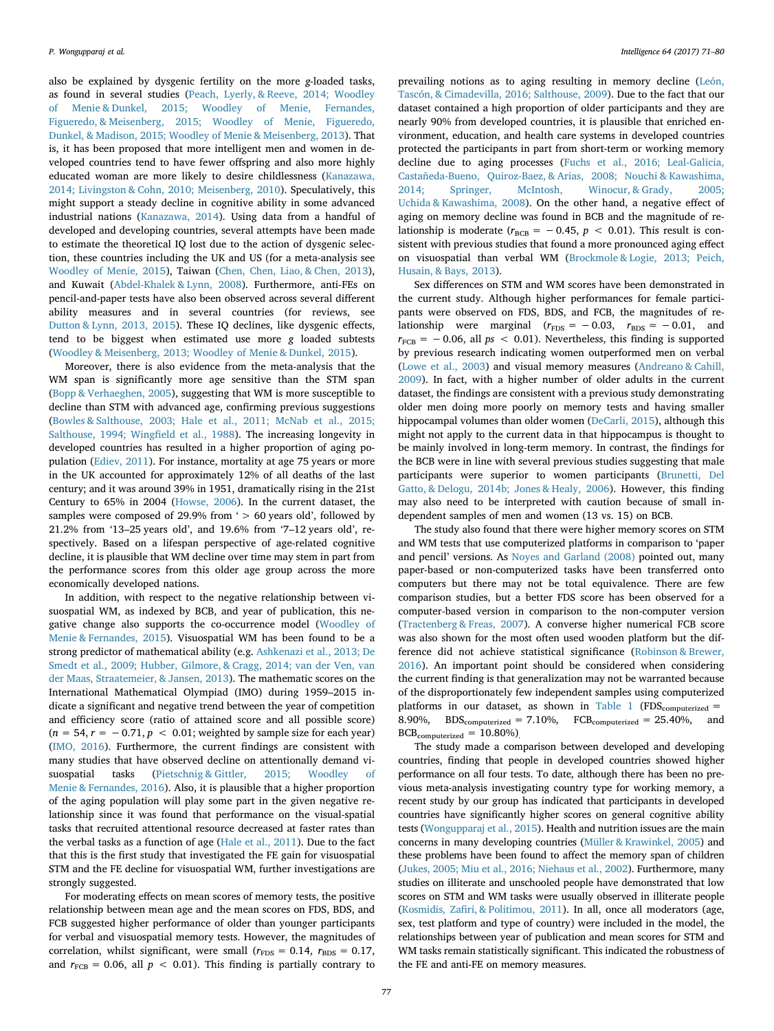also be explained by dysgenic fertility on the more *g*-loaded tasks, as found in several studies (Peach, Lyerly, & Reeve, 2014; Woodley of Menie & Dunkel, 2015; Woodley of Menie, Fernandes, Figueredo, & Meisenberg, 2015; Woodley of Menie, Figueredo, Dunkel, & Madison, 2015; Woodley of Menie & Meisenberg, 2013). That is, it has been proposed that more intelligent men and women in developed countries tend to have fewer offspring and also more highly educated woman are more likely to desire childlessness (Kanazawa, 2014; Livingston & Cohn, 2010; Meisenberg, 2010). Speculatively, this might support a steady decline in cognitive ability in some advanced industrial nations (Kanazawa, 2014). Using data from a handful of developed and developing countries, several attempts have been made to estimate the theoretical IQ lost due to the action of dysgenic selection, these countries including the UK and US (for a meta-analysis see Woodley of Menie, 2015), Taiwan (Chen, Chen, Liao, & Chen, 2013), and Kuwait (Abdel-Khalek & Lynn, 2008). Furthermore, anti-FEs on pencil-and-paper tests have also been observed across several different ability measures and in several countries (for reviews, see Dutton & Lynn, 2013, 2015). These IQ declines, like dysgenic effects, tend to be biggest when estimated use more *g* loaded subtests (Woodley & Meisenberg, 2013; Woodley of Menie & Dunkel, 2015).

Moreover, there is also evidence from the meta-analysis that the WM span is significantly more age sensitive than the STM span (Bopp & Verhaeghen, 2005), suggesting that WM is more susceptible to decline than STM with advanced age, confirming previous suggestions (Bowles & Salthouse, 2003; Hale et al., 2011; McNab et al., 2015; Salthouse, 1994; Wingfield et al., 1988). The increasing longevity in developed countries has resulted in a higher proportion of aging population (Ediev, 2011). For instance, mortality at age 75 years or more in the UK accounted for approximately 12% of all deaths of the last century; and it was around 39% in 1951, dramatically rising in the 21st Century to 65% in 2004 (Howse, 2006). In the current dataset, the samples were composed of 29.9% from ' > 60 years old', followed by 21.2% from '13–25 years old', and 19.6% from '7–12 years old', respectively. Based on a lifespan perspective of age-related cognitive decline, it is plausible that WM decline over time may stem in part from the performance scores from this older age group across the more economically developed nations.

In addition, with respect to the negative relationship between visuospatial WM, as indexed by BCB, and year of publication, this negative change also supports the co-occurrence model (Woodley of Menie & Fernandes, 2015). Visuospatial WM has been found to be a strong predictor of mathematical ability (e.g. Ashkenazi et al., 2013; De Smedt et al., 2009; Hubber, Gilmore, & Cragg, 2014; van der Ven, van der Maas, Straatemeier, & Jansen, 2013). The mathematic scores on the International Mathematical Olympiad (IMO) during 1959–2015 indicate a significant and negative trend between the year of competition and efficiency score (ratio of attained score and all possible score) ($n = 54, r = -0.71, p < 0.01$; weighted by sample size for each year) (IMO, 2016). Furthermore, the current findings are consistent with many studies that have observed decline on attentionally demand visuospatial tasks (Pietschnig & Gittler, 2015; Woodley of Menie & Fernandes, 2016). Also, it is plausible that a higher proportion of the aging population will play some part in the given negative relationship since it was found that performance on the visual-spatial tasks that recruited attentional resource decreased at faster rates than the verbal tasks as a function of age (Hale et al., 2011). Due to the fact that this is the first study that investigated the FE gain for visuospatial STM and the FE decline for visuospatial WM, further investigations are strongly suggested.

For moderating effects on mean scores of memory tests, the positive relationship between mean age and the mean scores on FDS, BDS, and FCB suggested higher performance of older than younger participants for verbal and visuospatial memory tests. However, the magnitudes of correlation, whilst significant, were small ($r_{FDS} = 0.14$, $r_{BDS} = 0.17$, and $r_{FCB} = 0.06$, all $p < 0.01$). This finding is partially contrary to prevailing notions as to aging resulting in memory decline (León, Tascón, & Cimadevilla, 2016; Salthouse, 2009). Due to the fact that our dataset contained a high proportion of older participants and they are nearly 90% from developed countries, it is plausible that enriched environment, education, and health care systems in developed countries protected the participants in part from short-term or working memory decline due to aging processes (Fuchs et al., 2016; Leal-Galicia, Castañeda-Bueno, Quiroz-Baez, & Arias, 2008; Nouchi & Kawashima, 2014; Springer, McIntosh, Winocur, & Grady, 2005; Uchida & Kawashima, 2008). On the other hand, a negative effect of aging on memory decline was found in BCB and the magnitude of relationship is moderate ($r_{BCB} = -0.45$, $p < 0.01$). This result is consistent with previous studies that found a more pronounced aging effect on visuospatial than verbal WM (Brockmole & Logie, 2013; Peich, Husain, & Bays, 2013).

Sex differences on STM and WM scores have been demonstrated in the current study. Although higher performances for female participants were observed on FDS, BDS, and FCB, the magnitudes of relationship were marginal ($r_{FDS} = -0.03$, $r_{BDS} = -0.01$, and $r_{FCB} = -0.06$, all $ps < 0.01$). Nevertheless, this finding is supported by previous research indicating women outperformed men on verbal (Lowe et al., 2003) and visual memory measures (Andreano & Cahill, 2009). In fact, with a higher number of older adults in the current dataset, the findings are consistent with a previous study demonstrating older men doing more poorly on memory tests and having smaller hippocampal volumes than older women (DeCarli, 2015), although this might not apply to the current data in that hippocampus is thought to be mainly involved in long-term memory. In contrast, the findings for the BCB were in line with several previous studies suggesting that male participants were superior to women participants (Brunetti, Del Gatto, & Delogu, 2014b; Jones & Healy, 2006). However, this finding may also need to be interpreted with caution because of small independent samples of men and women (13 vs. 15) on BCB.

The study also found that there were higher memory scores on STM and WM tests that use computerized platforms in comparison to 'paper and pencil' versions. As Noyes and Garland (2008) pointed out, many paper-based or non-computerized tasks have been transferred onto computers but there may not be total equivalence. There are few comparison studies, but a better FDS score has been observed for a computer-based version in comparison to the non-computer version (Tractenberg & Freas, 2007). A converse higher numerical FCB score was also shown for the most often used wooden platform but the difference did not achieve statistical significance (Robinson & Brewer, 2016). An important point should be considered when considering the current finding is that generalization may not be warranted because of the disproportionately few independent samples using computerized platforms in our dataset, as shown in Table 1 ($FDS_{computerized}$ = 8.90%, $BDS_{computerized}$ = 7.10%, $FCB_{computerized}$ = 25.40%, and $BCB_{computerized}$ = 10.80%).

The study made a comparison between developed and developing countries, finding that people in developed countries showed higher performance on all four tests. To date, although there has been no previous meta-analysis investigating country type for working memory, a recent study by our group has indicated that participants in developed countries have significantly higher scores on general cognitive ability tests (Wongupparaj et al., 2015). Health and nutrition issues are the main concerns in many developing countries (Müller & Krawinkel, 2005) and these problems have been found to affect the memory span of children (Jukes, 2005; Miu et al., 2016; Niehaus et al., 2002). Furthermore, many studies on illiterate and unschooled people have demonstrated that low scores on STM and WM tasks were usually observed in illiterate people (Kosmidis, Zafiri, & Politimou, 2011). In all, once all moderators (age, sex, test platform and type of country) were included in the model, the relationships between year of publication and mean scores for STM and WM tasks remain statistically significant. This indicated the robustness of the FE and anti-FE on memory measures.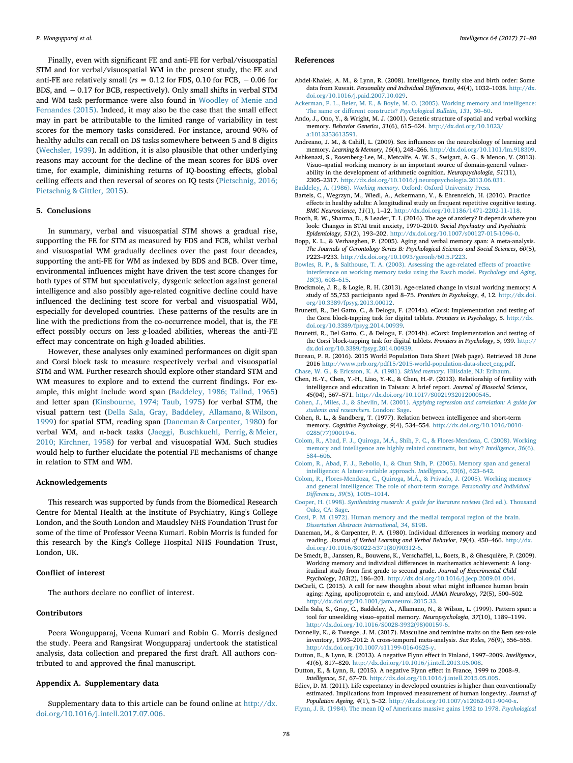Finally, even with significant FE and anti-FE for verbal/visuospatial STM and for verbal/visuospatial WM in the present study, the FE and anti-FE are relatively small ($rs = 0.12$ for FDS, 0.10 for FCB, $-0.06$ for BDS, and $-0.17$ for BCB, respectively). Only small shifts in verbal STM and WM task performance were also found in Woodley of Menie and Fernandes (2015). Indeed, it may also be the case that the small effect may in part be attributable to the limited range of variability in test scores for the memory tasks considered. For instance, around 90% of healthy adults can recall on DS tasks somewhere between 5 and 8 digits (Wechsler, 1939). In addition, it is also plausible that other underlying reasons may account for the decline of the mean scores for BDS over time, for example, diminishing returns of IQ-boosting effects, global ceiling effects and then reversal of scores on IQ tests (Pietschnig, 2016; Pietschnig & Gittler, 2015).

## 5. Conclusions

In summary, verbal and visuospatial STM shows a gradual rise, supporting the FE for STM as measured by FDS and FCB, whilst verbal and visuospatial WM gradually declines over the past four decades, supporting the anti-FE for WM as indexed by BDS and BCB. Over time, environmental influences might have driven the test score changes for both types of STM but speculatively, dysgenic selection against general intelligence and also possibly age-related cognitive decline could have influenced the declining test score for verbal and visuospatial WM, especially for developed countries. These patterns of the results are in line with the predictions from the co-occurrence model, that is, the FE effect possibly occurs on less *g*-loaded abilities, whereas the anti-FE effect may concentrate on high *g*-loaded abilities.

However, these analyses only examined performances on digit span and Corsi block task to measure respectively verbal and visuospatial STM and WM. Further research should explore other standard STM and WM measures to explore and to extend the current findings. For example, this might include word span (Baddeley, 1986; Tallnd, 1965) and letter span (Kinsbourne, 1974; Taub, 1975) for verbal STM, the visual pattern test (Della Sala, Gray, Baddeley, Allamano, & Wilson, 1999) for spatial STM, reading span (Daneman & Carpenter, 1980) for verbal WM, and n-back tasks (Jaeggi, Buschkuehl, Perrig, & Meier, 2010; Kirchner, 1958) for verbal and visuospatial WM. Such studies would help to further elucidate the potential FE mechanisms of change in relation to STM and WM.

## Acknowledgements

This research was supported by funds from the Biomedical Research Centre for Mental Health at the Institute of Psychiatry, King's College London, and the South London and Maudsley NHS Foundation Trust for some of the time of Professor Veena Kumari. Robin Morris is funded for this research by the King's College Hospital NHS Foundation Trust, London, UK.

## Conflict of interest

The authors declare no conflict of interest.

## Contributors

Peera Wongupparaj, Veena Kumari and Robin G. Morris designed the study. Peera and Rangsirat Wongupparaj undertook the statistical analysis, data collection and prepared the first draft. All authors contributed to and approved the final manuscript.

## Appendix A. Supplementary data

Supplementary data to this article can be found online at http://dx.doi.org/10.1016/j.intell.2017.07.006.

## References

Abdel-Khalek, A. M., & Lynn, R. (2008). Intelligence, family size and birth order: Some data from Kuwait. *Personality and Individual Differences*, *44*(4), 1032–1038. http://dx.doi.org/10.1016/j.paid.2007.10.029.

Ackerman, P. L., Beier, M. E., & Boyle, M. O. (2005). Working memory and intelligence: The same or different constructs? *Psychological Bulletin*, *131*, 30–60.

Ando, J., Ono, Y., & Wright, M. J. (2001). Genetic structure of spatial and verbal working memory. *Behavior Genetics*, *31*(6), 615–624. http://dx.doi.org/10.1023/a:1013353613591.

Andreano, J. M., & Cahill, L. (2009). Sex influences on the neurobiology of learning and memory. *Learning & Memory*, *16*(4), 248–266. http://dx.doi.org/10.1101/lm.918309.

Ashkenazi, S., Rosenberg-Lee, M., Metcalfe, A. W. S., Swigart, A. G., & Menon, V. (2013). Visuo–spatial working memory is an important source of domain-general vulnerability in the development of arithmetic cognition. *Neuropsychologia*, *51*(11), 2305–2317. http://dx.doi.org/10.1016/j.neuropsychologia.2013.06.031.

Baddeley, A. (1986). *Working memory*. Oxford: Oxford University Press.

Bartels, C., Wegrzyn, M., Wiedl, A., Ackermann, V., & Ehrenreich, H. (2010). Practice effects in healthy adults: A longitudinal study on frequent repetitive cognitive testing. *BMC Neuroscience*, *11*(1), 1–12. http://dx.doi.org/10.1186/1471-2202-11-118.

Booth, R. W., Sharma, D., & Leader, T. I. (2016). The age of anxiety? It depends where you look: Changes in STAI trait anxiety, 1970–2010. *Social Psychiatry and Psychiatric Epidemiology*, *51*(2), 193–202. http://dx.doi.org/10.1007/s00127-015-1096-0.

Bopp, K. L., & Verhaeghen, P. (2005). Aging and verbal memory span: A meta-analysis. *The Journals of Gerontology Series B: Psychological Sciences and Social Sciences*, *60*(5), P223–P233. http://dx.doi.org/10.1093/geronb/60.5.P223.

Bowles, R. P., & Salthouse, T. A. (2003). Assessing the age-related effects of proactive interference on working memory tasks using the Rasch model. *Psychology and Aging*, *18*(3), 608–615.

Brockmole, J. R., & Logie, R. H. (2013). Age-related change in visual working memory: A study of 55,753 participants aged 8–75. *Frontiers in Psychology*, *4*, 12. http://dx.doi.org/10.3389/fpsyg.2013.00012.

Brunetti, R., Del Gatto, C., & Delogu, F. (2014a). eCorsi: Implementation and testing of the Corsi block-tapping task for digital tablets. *Frontiers in Psychology*, *5*. http://dx.doi.org/10.3389/fpsyg.2014.00939.

Brunetti, R., Del Gatto, C., & Delogu, F. (2014b). eCorsi: Implementation and testing of the Corsi block-tapping task for digital tablets. *Frontiers in Psychology*, *5*, 939. http://dx.doi.org/10.3389/fpsyg.2014.00939.

Bureau, P. R. (2016). 2015 World Population Data Sheet (Web page). Retrieved 18 June 2016 http://www.prb.org/pdf15/2015-world-population-data-sheet_eng.pdf.

Chase, W. G., & Ericsson, K. A. (1981). *Skilled memory*. Hillsdale, NJ: Erlbaum.

Chen, H.-Y., Chen, Y.-H., Liao, Y.-K., & Chen, H.-P. (2013). Relationship of fertility with intelligence and education in Taiwan: A brief report. *Journal of Biosocial Science*, *45*(04), 567–571. http://dx.doi.org/10.1017/S0021932012000545.

Cohen, J., Miles, J., & Shevlin, M. (2001). *Applying regression and correlation: A guide for students and researchers*. London: Sage.

Cohen, R. L., & Sandberg, T. (1977). Relation between intelligence and short-term memory. *Cognitive Psychology*, *9*(4), 534–554. http://dx.doi.org/10.1016/0010-0285(77)90019-6.

Colom, R., Abad, F. J., Quiroga, M.Á., Shih, P. C., & Flores-Mendoza, C. (2008). Working memory and intelligence are highly related constructs, but why? *Intelligence*, *36*(6), 584–606.

Colom, R., Abad, F. J., Rebollo, I., & Chun Shih, P. (2005). Memory span and general intelligence: A latent-variable approach. *Intelligence*, *33*(6), 623–642.

Colom, R., Flores-Mendoza, C., Quiroga, M.Á., & Privado, J. (2005). Working memory and general intelligence: The role of short-term storage. *Personality and Individual Differences*, *39*(5), 1005–1014.

Cooper, H. (1998). *Synthesizing research: A guide for literature reviews* (3rd ed.). Thousand Oaks, CA: Sage.

Corsi, P. M. (1972). Human memory and the medial temporal region of the brain. *Dissertation Abstracts International*, *34*, 819B.

Daneman, M., & Carpenter, P. A. (1980). Individual differences in working memory and reading. *Journal of Verbal Learning and Verbal Behavior*, *19*(4), 450–466. http://dx.doi.org/10.1016/S0022-5371(80)90312-6.

De Smedt, B., Janssen, R., Bouwens, K., Verschaffel, L., Boets, B., & Ghesquière, P. (2009). Working memory and individual differences in mathematics achievement: A longitudinal study from first grade to second grade. *Journal of Experimental Child Psychology*, *103*(2), 186–201. http://dx.doi.org/10.1016/j.jecp.2009.01.004.

DeCarli, C. (2015). A call for new thoughts about what might influence human brain aging: Aging, apolipoprotein e, and amyloid. *JAMA Neurology*, *72*(5), 500–502. http://dx.doi.org/10.1001/jamaneurol.2015.33.

Della Sala, S., Gray, C., Baddeley, A., Allamano, N., & Wilson, L. (1999). Pattern span: a tool for unwelding visuo–spatial memory. *Neuropsychologia*, *37*(10), 1189–1199. http://dx.doi.org/10.1016/S0028-3932(98)00159-6.

Donnelly, K., & Twenge, J. M. (2017). Masculine and feminine traits on the Bem sex-role inventory, 1993–2012: A cross-temporal meta-analysis. *Sex Roles*, *76*(9), 556–565. http://dx.doi.org/10.1007/s11199-016-0625-y.

Dutton, E., & Lynn, R. (2013). A negative Flynn effect in Finland, 1997–2009. *Intelligence*, *41*(6), 817–820. http://dx.doi.org/10.1016/j.intell.2013.05.008.

Dutton, E., & Lynn, R. (2015). A negative Flynn effect in France, 1999 to 2008–9. *Intelligence*, *51*, 67–70. http://dx.doi.org/10.1016/j.intell.2015.05.005.

Ediev, D. M. (2011). Life expectancy in developed countries is higher than conventionally estimated. Implications from improved measurement of human longevity. *Journal of Population Ageing*, *4*(1), 5–32. http://dx.doi.org/10.1007/s12062-011-9040-x.

Flynn, J. R. (1984). The mean IQ of Americans massive gains 1932 to 1978. *Psychological*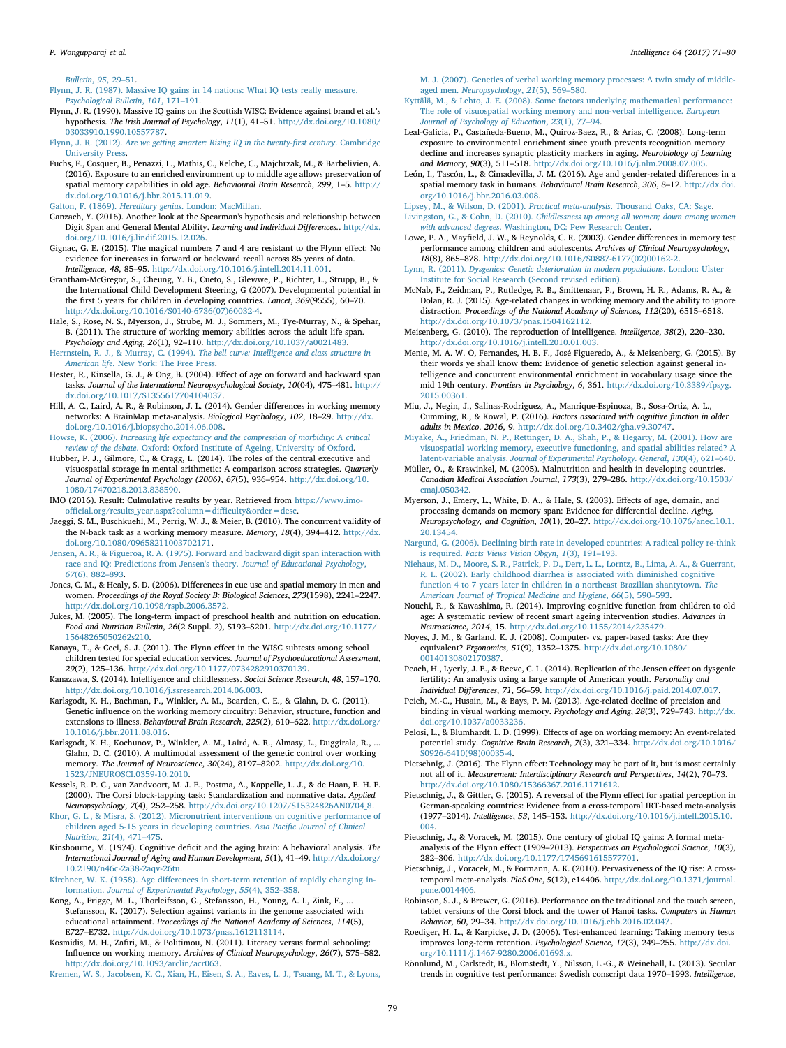*Bulletin, 95*, 29–51.

Flynn, J. R. (1987). Massive IQ gains in 14 nations: What IQ tests really measure. *Psychological Bulletin, 101*, 171–191.

Flynn, J. R. (1990). Massive IQ gains on the Scottish WISC: Evidence against brand et al.'s hypothesis. *The Irish Journal of Psychology*, *11*(1), 41–51. http://dx.doi.org/10.1080/03033910.1990.10557787.

Flynn, J. R. (2012). *Are we getting smarter: Rising IQ in the twenty-first century*. Cambridge University Press.

Fuchs, F., Cosquer, B., Penazzi, L., Mathis, C., Kelche, C., Majchrzak, M., & Barbelivien, A. (2016). Exposure to an enriched environment up to middle age allows preservation of spatial memory capabilities in old age. *Behavioural Brain Research, 299*, 1–5. http://dx.doi.org/10.1016/j.bbr.2015.11.019.

Galton, F. (1869). *Hereditary genius*. London: MacMillan.

Ganzach, Y. (2016). Another look at the Spearman's hypothesis and relationship between Digit Span and General Mental Ability. *Learning and Individual Differences.*. http://dx.doi.org/10.1016/j.lindif.2015.12.026.

Gignac, G. E. (2015). The magical numbers 7 and 4 are resistant to the Flynn effect: No evidence for increases in forward or backward recall across 85 years of data. *Intelligence, 48*, 85–95. http://dx.doi.org/10.1016/j.intell.2014.11.001.

Grantham-McGregor, S., Cheung, Y. B., Cueto, S., Glewwe, P., Richter, L., Strupp, B., & the International Child Development Steering, G (2007). Developmental potential in the first 5 years for children in developing countries. *Lancet, 369*(9555), 60–70. http://dx.doi.org/10.1016/S0140-6736(07)60032-4.

Hale, S., Rose, N. S., Myerson, J., Strube, M. J., Sommers, M., Tye-Murray, N., & Spehar, B. (2011). The structure of working memory abilities across the adult life span. *Psychology and Aging, 26*(1), 92–110. http://dx.doi.org/10.1037/a0021483.

Herrnstein, R. J., & Murray, C. (1994). *The bell curve: Intelligence and class structure in American life*. New York: The Free Press.

Hester, R., Kinsella, G. J., & Ong, B. (2004). Effect of age on forward and backward span tasks. *Journal of the International Neuropsychological Society, 10*(04), 475–481. http://dx.doi.org/10.1017/S1355617704104037.

Hill, A. C., Laird, A. R., & Robinson, J. L. (2014). Gender differences in working memory networks: A BrainMap meta-analysis. *Biological Psychology, 102*, 18–29. http://dx.doi.org/10.1016/j.biopsycho.2014.06.008.

Howse, K. (2006). *Increasing life expectancy and the compression of morbidity: A critical review of the debate*. Oxford: Oxford Institute of Ageing, University of Oxford.

Hubber, P. J., Gilmore, C., & Cragg, L. (2014). The roles of the central executive and visuospatial storage in mental arithmetic: A comparison across strategies. *Quarterly Journal of Experimental Psychology (2006), 67*(5), 936–954. http://dx.doi.org/10.1080/17470218.2013.838590.

IMO (2016). Result: Culmulative results by year. Retrieved from https://www.imo-official.org/results_year.aspx?column=difficulty&order=desc.

Jaeggi, S. M., Buschkuehl, M., Perrig, W. J., & Meier, B. (2010). The concurrent validity of the N-back task as a working memory measure. *Memory, 18*(4), 394–412. http://dx.doi.org/10.1080/09658211003702171.

Jensen, A. R., & Figueroa, R. A. (1975). Forward and backward digit span interaction with race and IQ: Predictions from Jensen's theory. *Journal of Educational Psychology, 67*(6), 882–893.

Jones, C. M., & Healy, S. D. (2006). Differences in cue use and spatial memory in men and women. *Proceedings of the Royal Society B: Biological Sciences, 273*(1598), 2241–2247. http://dx.doi.org/10.1098/rspb.2006.3572.

Jukes, M. (2005). The long-term impact of preschool health and nutrition on education. *Food and Nutrition Bulletin, 26*(2 Suppl. 2), S193–S201. http://dx.doi.org/10.1177/15648265050262s210.

Kanaya, T., & Ceci, S. J. (2011). The Flynn effect in the WISC subtests among school children tested for special education services. *Journal of Psychoeducational Assessment, 29*(2), 125–136. http://dx.doi.org/10.1177/0734282910370139.

Kanazawa, S. (2014). Intelligence and childlessness. *Social Science Research, 48*, 157–170. http://dx.doi.org/10.1016/j.ssresearch.2014.06.003.

Karlsgodt, K. H., Bachman, P., Winkler, A. M., Bearden, C. E., & Glahn, D. C. (2011). Genetic influence on the working memory circuitry: Behavior, structure, function and extensions to illness. *Behavioural Brain Research, 225*(2), 610–622. http://dx.doi.org/10.1016/j.bbr.2011.08.016.

Karlsgodt, K. H., Kochunov, P., Winkler, A. M., Laird, A. R., Almasy, L., Duggirala, R., ... Glahn, D. C. (2010). A multimodal assessment of the genetic control over working memory. *The Journal of Neuroscience, 30*(24), 8197–8202. http://dx.doi.org/10.1523/JNEUROSCI.0359-10.2010.

Kessels, R. P. C., van Zandvoort, M. J. E., Postma, A., Kappelle, L. J., & de Haan, E. H. F. (2000). The Corsi block-tapping task: Standardization and normative data. *Applied Neuropsychology, 7*(4), 252–258. http://dx.doi.org/10.1207/S15324826AN0704_8.

Khor, G. L., & Misra, S. (2012). Micronutrient interventions on cognitive performance of children aged 5-15 years in developing countries. *Asia Pacific Journal of Clinical Nutrition, 21*(4), 471–475.

Kinsbourne, M. (1974). Cognitive deficit and the aging brain: A behavioral analysis. *The International Journal of Aging and Human Development, 5*(1), 41–49. http://dx.doi.org/10.2190/n46c-2a38-2aqv-26tu.

Kirchner, W. K. (1958). Age differences in short-term retention of rapidly changing information. *Journal of Experimental Psychology, 55*(4), 352–358.

Kong, A., Frigge, M. L., Thorleifsson, G., Stefansson, H., Young, A. I., Zink, F., ... Stefansson, K. (2017). Selection against variants in the genome associated with educational attainment. *Proceedings of the National Academy of Sciences, 114*(5), E727–E732. http://dx.doi.org/10.1073/pnas.1612113114.

Kosmidis, M. H., Zafiri, M., & Politimou, N. (2011). Literacy versus formal schooling: Influence on working memory. *Archives of Clinical Neuropsychology, 26*(7), 575–582. http://dx.doi.org/10.1093/arclin/acr063.

Kremen, W. S., Jacobsen, K. C., Xian, H., Eisen, S. A., Eaves, L. J., Tsuang, M. T., & Lyons, M. J. (2007). Genetics of verbal working memory processes: A twin study of middle-aged men. *Neuropsychology, 21*(5), 569–580.

Kyttälä, M., & Lehto, J. E. (2008). Some factors underlying mathematical performance: The role of visuospatial working memory and non-verbal intelligence. *European Journal of Psychology of Education, 23*(1), 77–94.

Leal-Galicia, P., Castañeda-Bueno, M., Quiroz-Baez, R., & Arias, C. (2008). Long-term exposure to environmental enrichment since youth prevents recognition memory decline and increases synaptic plasticity markers in aging. *Neurobiology of Learning and Memory, 90*(3), 511–518. http://dx.doi.org/10.1016/j.nlm.2008.07.005.

León, I., Tascón, L., & Cimadevilla, J. M. (2016). Age and gender-related differences in a spatial memory task in humans. *Behavioural Brain Research, 306*, 8–12. http://dx.doi.org/10.1016/j.bbr.2016.03.008.

Lipsey, M., & Wilson, D. (2001). *Practical meta-analysis*. Thousand Oaks, CA: Sage.

Livingston, G., & Cohn, D. (2010). *Childlessness up among all women; down among women with advanced degrees*. Washington, DC: Pew Research Center.

Lowe, P. A., Mayfield, J. W., & Reynolds, C. R. (2003). Gender differences in memory test performance among children and adolescents. *Archives of Clinical Neuropsychology, 18*(8), 865–878. http://dx.doi.org/10.1016/S0887-6177(02)00162-2.

Lynn, R. (2011). *Dysgenics: Genetic deterioration in modern populations*. London: Ulster Institute for Social Research (Second revised edition).

McNab, F., Zeidman, P., Rutledge, R. B., Smittenaar, P., Brown, H. R., Adams, R. A., & Dolan, R. J. (2015). Age-related changes in working memory and the ability to ignore distraction. *Proceedings of the National Academy of Sciences, 112*(20), 6515–6518. http://dx.doi.org/10.1073/pnas.1504162112.

Meisenberg, G. (2010). The reproduction of intelligence. *Intelligence, 38*(2), 220–230. http://dx.doi.org/10.1016/j.intell.2010.01.003.

Menie, M. A. W. O, Fernandes, H. B. F., José Figueredo, A., & Meisenberg, G. (2015). By their words ye shall know them: Evidence of genetic selection against general intelligence and concurrent environmental enrichment in vocabulary usage since the mid 19th century. *Frontiers in Psychology, 6*, 361. http://dx.doi.org/10.3389/fpsyg.2015.00361.

Miu, J., Negin, J., Salinas-Rodriguez, A., Manrique-Espinoza, B., Sosa-Ortiz, A. L., Cumming, R., & Kowal, P. (2016). *Factors associated with cognitive function in older adults in Mexico. 2016*, 9. http://dx.doi.org/10.3402/gha.v9.30747.

Miyake, A., Friedman, N. P., Rettinger, D. A., Shah, P., & Hegarty, M. (2001). How are visuospatial working memory, executive functioning, and spatial abilities related? A latent-variable analysis. *Journal of Experimental Psychology. General, 130*(4), 621–640.

Müller, O., & Krawinkel, M. (2005). Malnutrition and health in developing countries. *Canadian Medical Association Journal, 173*(3), 279–286. http://dx.doi.org/10.1503/cmaj.050342.

Myerson, J., Emery, L., White, D. A., & Hale, S. (2003). Effects of age, domain, and processing demands on memory span: Evidence for differential decline. *Aging, Neuropsychology, and Cognition, 10*(1), 20–27. http://dx.doi.org/10.1076/anec.10.1.20.13454.

Nargund, G. (2006). Declining birth rate in developed countries: A radical policy re-think is required. *Facts Views Vision Obgyn, 1*(3), 191–193.

Niehaus, M. D., Moore, S. R., Patrick, P. D., Derr, L. L., Lorntz, B., Lima, A. A., & Guerrant, R. L. (2002). Early childhood diarrhea is associated with diminished cognitive function 4 to 7 years later in children in a northeast Brazilian shantytown. *The American Journal of Tropical Medicine and Hygiene, 66*(5), 590–593.

Nouchi, R., & Kawashima, R. (2014). Improving cognitive function from children to old age: A systematic review of recent smart ageing intervention studies. *Advances in Neuroscience, 2014*, 15. http://dx.doi.org/10.1155/2014/235479.

Noyes, J. M., & Garland, K. J. (2008). Computer- vs. paper-based tasks: Are they equivalent? *Ergonomics, 51*(9), 1352–1375. http://dx.doi.org/10.1080/00140130802170387.

Peach, H., Lyerly, J. E., & Reeve, C. L. (2014). Replication of the Jensen effect on dysgenic fertility: An analysis using a large sample of American youth. *Personality and Individual Differences, 71*, 56–59. http://dx.doi.org/10.1016/j.paid.2014.07.017.

Peich, M.-C., Husain, M., & Bays, P. M. (2013). Age-related decline of precision and binding in visual working memory. *Psychology and Aging, 28*(3), 729–743. http://dx.doi.org/10.1037/a0033236.

Pelosi, L., & Blumhardt, L. D. (1999). Effects of age on working memory: An event-related potential study. *Cognitive Brain Research, 7*(3), 321–334. http://dx.doi.org/10.1016/S0926-6410(98)00035-4.

Pietschnig, J. (2016). The Flynn effect: Technology may be part of it, but is most certainly not all of it. *Measurement: Interdisciplinary Research and Perspectives, 14*(2), 70–73. http://dx.doi.org/10.1080/15366367.2016.1171612.

Pietschnig, J., & Gittler, G. (2015). A reversal of the Flynn effect for spatial perception in German-speaking countries: Evidence from a cross-temporal IRT-based meta-analysis (1977–2014). *Intelligence, 53*, 145–153. http://dx.doi.org/10.1016/j.intell.2015.10.004.

Pietschnig, J., & Voracek, M. (2015). One century of global IQ gains: A formal meta-analysis of the Flynn effect (1909–2013). *Perspectives on Psychological Science, 10*(3), 282–306. http://dx.doi.org/10.1177/1745691615577701.

Pietschnig, J., Voracek, M., & Formann, A. K. (2010). Pervasiveness of the IQ rise: A cross-temporal meta-analysis. *PloS One, 5*(12), e14406. http://dx.doi.org/10.1371/journal.pone.0014406.

Robinson, S. J., & Brewer, G. (2016). Performance on the traditional and the touch screen, tablet versions of the Corsi block and the tower of Hanoi tasks. *Computers in Human Behavior, 60*, 29–34. http://dx.doi.org/10.1016/j.chb.2016.02.047.

Roediger, H. L., & Karpicke, J. D. (2006). Test-enhanced learning: Taking memory tests improves long-term retention. *Psychological Science, 17*(3), 249–255. http://dx.doi.org/10.1111/j.1467-9280.2006.01693.x.

Rönnlund, M., Carlstedt, B., Blomstedt, Y., Nilsson, L.-G., & Weinehall, L. (2013). Secular trends in cognitive test performance: Swedish conscript data 1970–1993. *Intelligence,*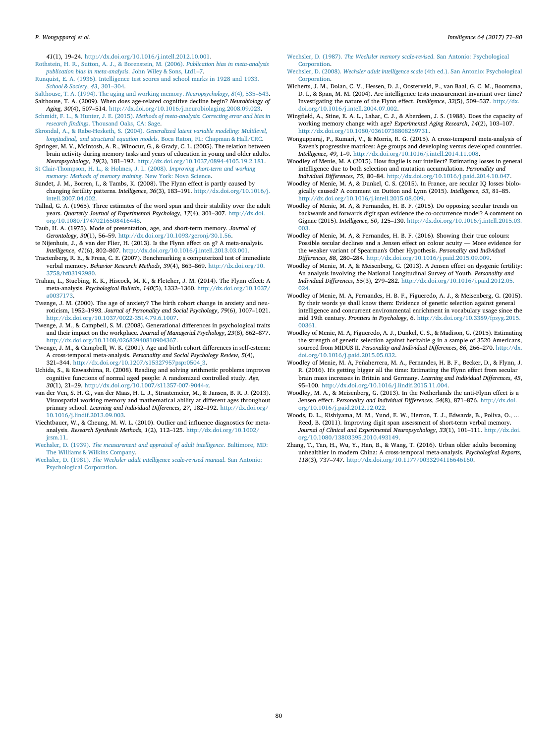*41*(1), 19–24. http://dx.doi.org/10.1016/j.intell.2012.10.001.

Rothstein, H. R., Sutton, A. J., & Borenstein, M. (2006). *Publication bias in meta-analysis publication bias in meta-analysis*. John Wiley & Sons, Ltd1–7.

Runquist, E. A. (1936). Intelligence test scores and school marks in 1928 and 1933. *School & Society*, *43*, 301–304.

Salthouse, T. A. (1994). The aging and working memory. *Neuropsychology*, *8*(4), 535–543.

Salthouse, T. A. (2009). When does age-related cognitive decline begin? *Neurobiology of Aging*, *30*(4), 507–514. http://dx.doi.org/10.1016/j.neurobiolaging.2008.09.023.

Schmidt, F. L., & Hunter, J. E. (2015). *Methods of meta-analysis: Correcting error and bias in research findings*. Thousand Oaks, CA: Sage.

Skrondal, A., & Rabe-Hesketh, S. (2004). *Generalized latent variable modeling: Multilevel, longitudinal, and structural equation models*. Boca Raton, FL: Chapman & Hall/CRC.

Springer, M. V., McIntosh, A. R., Winocur, G., & Grady, C. L. (2005). The relation between brain activity during memory tasks and years of education in young and older adults. *Neuropsychology*, *19*(2), 181–192. http://dx.doi.org/10.1037/0894-4105.19.2.181.

St Clair-Thompson, H. L., & Holmes, J. L. (2008). *Improving short-term and working memory: Methods of memory training*. New York: Nova Science.

Sundet, J. M., Borren, I., & Tambs, K. (2008). The Flynn effect is partly caused by changing fertility patterns. *Intelligence*, *36*(3), 183–191. http://dx.doi.org/10.1016/j.intell.2007.04.002.

Tallnd, G. A. (1965). Three estimates of the word span and their stability over the adult years. *Quarterly Journal of Experimental Psychology*, *17*(4), 301–307. http://dx.doi.org/10.1080/17470216508416448.

Taub, H. A. (1975). Mode of presentation, age, and short-term memory. *Journal of Gerontology*, *30*(1), 56–59. http://dx.doi.org/10.1093/geronj/30.1.56.

te Nijenhuis, J., & van der Flier, H. (2013). Is the Flynn effect on g? A meta-analysis. *Intelligence*, *41*(6), 802–807. http://dx.doi.org/10.1016/j.intell.2013.03.001.

Tractenberg, R. E., & Freas, C. E. (2007). Benchmarking a computerized test of immediate verbal memory. *Behavior Research Methods*, *39*(4), 863–869. http://dx.doi.org/10.3758/bf03192980.

Trahan, L., Stuebing, K. K., Hiscock, M. K., & Fletcher, J. M. (2014). The Flynn effect: A meta-analysis. *Psychological Bulletin*, *140*(5), 1332–1360. http://dx.doi.org/10.1037/a0037173.

Twenge, J. M. (2000). The age of anxiety? The birth cohort change in anxiety and neuroticism, 1952–1993. *Journal of Personality and Social Psychology*, *79*(6), 1007–1021. http://dx.doi.org/10.1037/0022-3514.79.6.1007.

Twenge, J. M., & Campbell, S. M. (2008). Generational differences in psychological traits and their impact on the workplace. *Journal of Managerial Psychology*, *23*(8), 862–877. http://dx.doi.org/10.1108/02683940810904367.

Twenge, J. M., & Campbell, W. K. (2001). Age and birth cohort differences in self-esteem: A cross-temporal meta-analysis. *Personality and Social Psychology Review*, *5*(4), 321–344. http://dx.doi.org/10.1207/s15327957pspr0504_3.

Uchida, S., & Kawashima, R. (2008). Reading and solving arithmetic problems improves cognitive functions of normal aged people: A randomized controlled study. *Age*, *30*(1), 21–29. http://dx.doi.org/10.1007/s11357-007-9044-x.

van der Ven, S. H. G., van der Maas, H. L. J., Straatemeier, M., & Jansen, B. R. J. (2013). Visuospatial working memory and mathematical ability at different ages throughout primary school. *Learning and Individual Differences*, *27*, 182–192. http://dx.doi.org/10.1016/j.lindif.2013.09.003.

Viechtbauer, W., & Cheung, M. W. L. (2010). Outlier and influence diagnostics for meta-analysis. *Research Synthesis Methods*, *1*(2), 112–125. http://dx.doi.org/10.1002/jrsm.11.

Wechsler, D. (1939). *The measurement and appraisal of adult intelligence*. Baltimore, MD: The Williams & Wilkins Company.

Wechsler, D. (1981). *The Wechsler adult intelligence scale-revised manual*. San Antonio: Psychological Corporation.

Wechsler, D. (1987). *The Wechsler memory scale-revised*. San Antonio: Psychological Corporation.

Wechsler, D. (2008). *Wechsler adult intelligence scale* (4th ed.). San Antonio: Psychological Corporation.

Wicherts, J. M., Dolan, C. V., Hessen, D. J., Oosterveld, P., van Baal, G. C. M., Boomsma, D. I., & Span, M. M. (2004). Are intelligence tests measurement invariant over time? Investigating the nature of the Flynn effect. *Intelligence*, *32*(5), 509–537. http://dx.doi.org/10.1016/j.intell.2004.07.002.

Wingfield, A., Stine, E. A. L., Lahar, C. J., & Aberdeen, J. S. (1988). Does the capacity of working memory change with age? *Experimental Aging Research*, *14*(2), 103–107. http://dx.doi.org/10.1080/03610738808259731.

Wongupparaj, P., Kumari, V., & Morris, R. G. (2015). A cross-temporal meta-analysis of Raven's progressive matrices: Age groups and developing versus developed countries. *Intelligence*, *49*, 1–9. http://dx.doi.org/10.1016/j.intell.2014.11.008.

Woodley of Menie, M. A (2015). How fragile is our intellect? Estimating losses in general intelligence due to both selection and mutation accumulation. *Personality and Individual Differences*, *75*, 80–84. http://dx.doi.org/10.1016/j.paid.2014.10.047.

Woodley of Menie, M. A, & Dunkel, C. S. (2015). In France, are secular IQ losses biologically caused? A comment on Dutton and Lynn (2015). *Intelligence*, *53*, 81–85. http://dx.doi.org/10.1016/j.intell.2015.08.009.

Woodley of Menie, M. A, & Fernandes, H. B. F. (2015). Do opposing secular trends on backwards and forwards digit span evidence the co-occurrence model? A comment on Gignac (2015). *Intelligence*, *50*, 125–130. http://dx.doi.org/10.1016/j.intell.2015.03.003.

Woodley of Menie, M. A, & Fernandes, H. B. F. (2016). Showing their true colours: Possible secular declines and a Jensen effect on colour acuity — More evidence for the weaker variant of Spearman's Other Hypothesis. *Personality and Individual Differences*, *88*, 280–284. http://dx.doi.org/10.1016/j.paid.2015.09.009.

Woodley of Menie, M. A, & Meisenberg, G. (2013). A Jensen effect on dysgenic fertility: An analysis involving the National Longitudinal Survey of Youth. *Personality and Individual Differences*, *55*(3), 279–282. http://dx.doi.org/10.1016/j.paid.2012.05.024.

Woodley of Menie, M. A, Fernandes, H. B. F., Figueredo, A. J., & Meisenberg, G. (2015). By their words ye shall know them: Evidence of genetic selection against general intelligence and concurrent environmental enrichment in vocabulary usage since the mid 19th century. *Frontiers in Psychology*, *6*. http://dx.doi.org/10.3389/fpsyg.2015.00361.

Woodley of Menie, M. A, Figueredo, A. J., Dunkel, C. S., & Madison, G. (2015). Estimating the strength of genetic selection against heritable g in a sample of 3520 Americans, sourced from MIDUS II. *Personality and Individual Differences*, *86*, 266–270. http://dx.doi.org/10.1016/j.paid.2015.05.032.

Woodley of Menie, M. A, Peñaherrera, M. A., Fernandes, H. B. F., Becker, D., & Flynn, J. R. (2016). It's getting bigger all the time: Estimating the Flynn effect from secular brain mass increases in Britain and Germany. *Learning and Individual Differences*, *45*, 95–100. http://dx.doi.org/10.1016/j.lindif.2015.11.004.

Woodley, M. A., & Meisenberg, G. (2013). In the Netherlands the anti-Flynn effect is a Jensen effect. *Personality and Individual Differences*, *54*(8), 871–876. http://dx.doi.org/10.1016/j.paid.2012.12.022.

Woods, D. L., Kishiyama, M. M., Yund, E. W., Herron, T. J., Edwards, B., Poliva, O., ... Reed, B. (2011). Improving digit span assessment of short-term verbal memory. *Journal of Clinical and Experimental Neuropsychology*, *33*(1), 101–111. http://dx.doi.org/10.1080/13803395.2010.493149.

Zhang, T., Tan, H., Wu, Y., Han, B., & Wang, T. (2016). Urban older adults becoming unhealthier in modern China: A cross-temporal meta-analysis. *Psychological Reports*, *118*(3), 737–747. http://dx.doi.org/10.1177/0033294116646160.